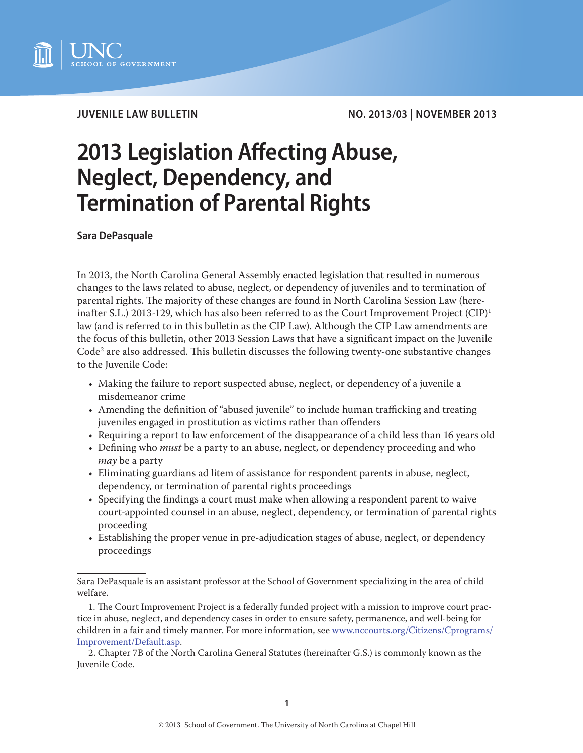JUVENILE LAW BULLETIN

NO. 2013/03 | NOVEMBER 2013

# 2013 Legislation Affecting Abuse, Neglect, Dependency, and Termination of Parental Rights

**Sara DePasquale**

In 2013, the North Carolina General Assembly enacted legislation that resulted in numerous changes to the laws related to abuse, neglect, or dependency of juveniles and to termination of parental rights. The majority of these changes are found in North Carolina Session Law (hereinafter S.L.) 2013-129, which has also been referred to as the Court Improvement Project (CIP)[1] law (and is referred to in this bulletin as the CIP Law). Although the CIP Law amendments are the focus of this bulletin, other 2013 Session Laws that have a significant impact on the Juvenile Code[2] are also addressed. This bulletin discusses the following twenty-one substantive changes to the Juvenile Code:

- Making the failure to report suspected abuse, neglect, or dependency of a juvenile a misdemeanor crime
- Amending the definition of "abused juvenile" to include human trafficking and treating juveniles engaged in prostitution as victims rather than offenders
- Requiring a report to law enforcement of the disappearance of a child less than 16 years old
- Defining who *must* be a party to an abuse, neglect, or dependency proceeding and who *may* be a party
- Eliminating guardians ad litem of assistance for respondent parents in abuse, neglect, dependency, or termination of parental rights proceedings
- Specifying the findings a court must make when allowing a respondent parent to waive court-appointed counsel in an abuse, neglect, dependency, or termination of parental rights proceeding
- Establishing the proper venue in pre-adjudication stages of abuse, neglect, or dependency proceedings

---

Sara DePasquale is an assistant professor at the School of Government specializing in the area of child welfare.

1. The Court Improvement Project is a federally funded project with a mission to improve court practice in abuse, neglect, and dependency cases in order to ensure safety, permanence, and well-being for children in a fair and timely manner. For more information, see www.nccourts.org/Citizens/Cprograms/Improvement/Default.asp.

2. Chapter 7B of the North Carolina General Statutes (hereinafter G.S.) is commonly known as the Juvenile Code.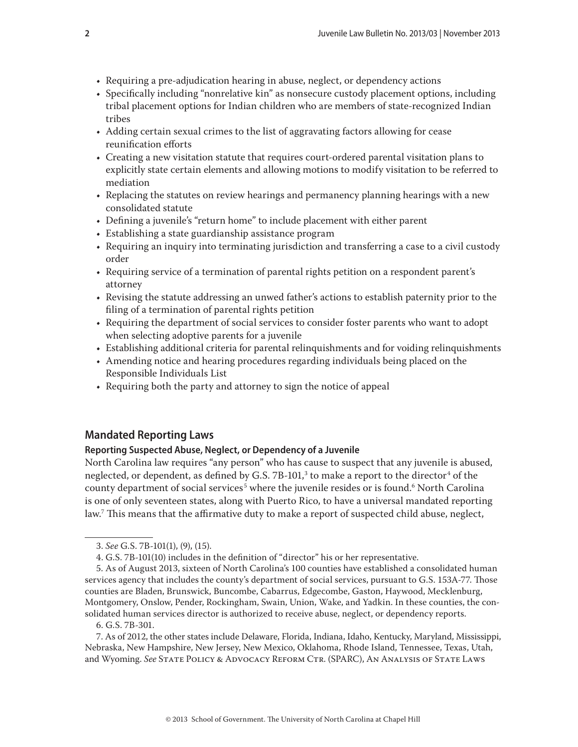- Requiring a pre-adjudication hearing in abuse, neglect, or dependency actions
- Specifically including "nonrelative kin" as nonsecure custody placement options, including tribal placement options for Indian children who are members of state-recognized Indian tribes
- Adding certain sexual crimes to the list of aggravating factors allowing for cease reunification efforts
- Creating a new visitation statute that requires court-ordered parental visitation plans to explicitly state certain elements and allowing motions to modify visitation to be referred to mediation
- Replacing the statutes on review hearings and permanency planning hearings with a new consolidated statute
- Defining a juvenile's "return home" to include placement with either parent
- Establishing a state guardianship assistance program
- Requiring an inquiry into terminating jurisdiction and transferring a case to a civil custody order
- Requiring service of a termination of parental rights petition on a respondent parent's attorney
- Revising the statute addressing an unwed father's actions to establish paternity prior to the filing of a termination of parental rights petition
- Requiring the department of social services to consider foster parents who want to adopt when selecting adoptive parents for a juvenile
- Establishing additional criteria for parental relinquishments and for voiding relinquishments
- Amending notice and hearing procedures regarding individuals being placed on the Responsible Individuals List
- Requiring both the party and attorney to sign the notice of appeal

## Mandated Reporting Laws

### Reporting Suspected Abuse, Neglect, or Dependency of a Juvenile

North Carolina law requires "any person" who has cause to suspect that any juvenile is abused, neglected, or dependent, as defined by G.S. 7B-101,[3] to make a report to the director[4] of the county department of social services[5] where the juvenile resides or is found.[6] North Carolina is one of only seventeen states, along with Puerto Rico, to have a universal mandated reporting law.[7] This means that the affirmative duty to make a report of suspected child abuse, neglect,

---

3. *See* G.S. 7B-101(1), (9), (15).

4. G.S. 7B-101(10) includes in the definition of "director" his or her representative.

5. As of August 2013, sixteen of North Carolina's 100 counties have established a consolidated human services agency that includes the county's department of social services, pursuant to G.S. 153A-77. Those counties are Bladen, Brunswick, Buncombe, Cabarrus, Edgecombe, Gaston, Haywood, Mecklenburg, Montgomery, Onslow, Pender, Rockingham, Swain, Union, Wake, and Yadkin. In these counties, the consolidated human services director is authorized to receive abuse, neglect, or dependency reports.

6. G.S. 7B-301.

7. As of 2012, the other states include Delaware, Florida, Indiana, Idaho, Kentucky, Maryland, Mississippi, Nebraska, New Hampshire, New Jersey, New Mexico, Oklahoma, Rhode Island, Tennessee, Texas, Utah, and Wyoming. *See* State Policy & Advocacy Reform Ctr. (SPARC), An Analysis of State Laws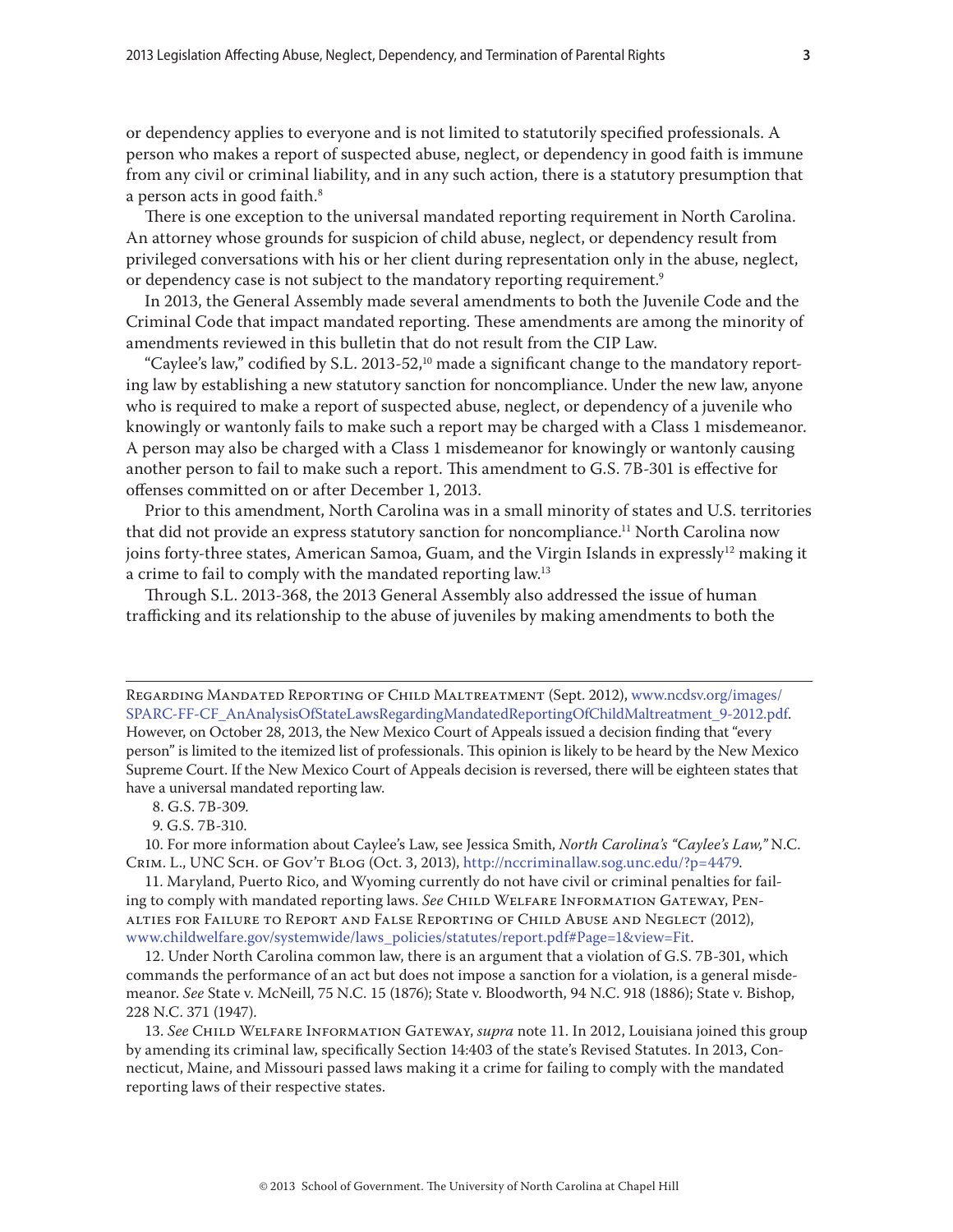or dependency applies to everyone and is not limited to statutorily specified professionals. A person who makes a report of suspected abuse, neglect, or dependency in good faith is immune from any civil or criminal liability, and in any such action, there is a statutory presumption that a person acts in good faith.[8]

There is one exception to the universal mandated reporting requirement in North Carolina. An attorney whose grounds for suspicion of child abuse, neglect, or dependency result from privileged conversations with his or her client during representation only in the abuse, neglect, or dependency case is not subject to the mandatory reporting requirement.[9]

In 2013, the General Assembly made several amendments to both the Juvenile Code and the Criminal Code that impact mandated reporting. These amendments are among the minority of amendments reviewed in this bulletin that do not result from the CIP Law.

"Caylee's law," codified by S.L. 2013-52,[10] made a significant change to the mandatory reporting law by establishing a new statutory sanction for noncompliance. Under the new law, anyone who is required to make a report of suspected abuse, neglect, or dependency of a juvenile who knowingly or wantonly fails to make such a report may be charged with a Class 1 misdemeanor. A person may also be charged with a Class 1 misdemeanor for knowingly or wantonly causing another person to fail to make such a report. This amendment to G.S. 7B-301 is effective for offenses committed on or after December 1, 2013.

Prior to this amendment, North Carolina was in a small minority of states and U.S. territories that did not provide an express statutory sanction for noncompliance.[11] North Carolina now joins forty-three states, American Samoa, Guam, and the Virgin Islands in expressly[12] making it a crime to fail to comply with the mandated reporting law.[13]

Through S.L. 2013-368, the 2013 General Assembly also addressed the issue of human trafficking and its relationship to the abuse of juveniles by making amendments to both the

---

Regarding Mandated Reporting of Child Maltreatment (Sept. 2012), www.ncdsv.org/images/SPARC-FF-CF_AnAnalysisOfStateLawsRegardingMandatedReportingOfChildMaltreatment_9-2012.pdf. However, on October 28, 2013, the New Mexico Court of Appeals issued a decision finding that "every person" is limited to the itemized list of professionals. This opinion is likely to be heard by the New Mexico Supreme Court. If the New Mexico Court of Appeals decision is reversed, there will be eighteen states that have a universal mandated reporting law.

8. G.S. 7B-309.

9. G.S. 7B-310.

10. For more information about Caylee's Law, see Jessica Smith, *North Carolina's "Caylee's Law,"* N.C. Crim. L., UNC Sch. of Gov't Blog (Oct. 3, 2013), http://nccriminallaw.sog.unc.edu/?p=4479.

11. Maryland, Puerto Rico, and Wyoming currently do not have civil or criminal penalties for failing to comply with mandated reporting laws. *See* Child Welfare Information Gateway, Penalties for Failure to Report and False Reporting of Child Abuse and Neglect (2012), www.childwelfare.gov/systemwide/laws_policies/statutes/report.pdf#Page=1&view=Fit.

12. Under North Carolina common law, there is an argument that a violation of G.S. 7B-301, which commands the performance of an act but does not impose a sanction for a violation, is a general misdemeanor. *See* State v. McNeill, 75 N.C. 15 (1876); State v. Bloodworth, 94 N.C. 918 (1886); State v. Bishop, 228 N.C. 371 (1947).

13. *See* Child Welfare Information Gateway, *supra* note 11. In 2012, Louisiana joined this group by amending its criminal law, specifically Section 14:403 of the state's Revised Statutes. In 2013, Connecticut, Maine, and Missouri passed laws making it a crime for failing to comply with the mandated reporting laws of their respective states.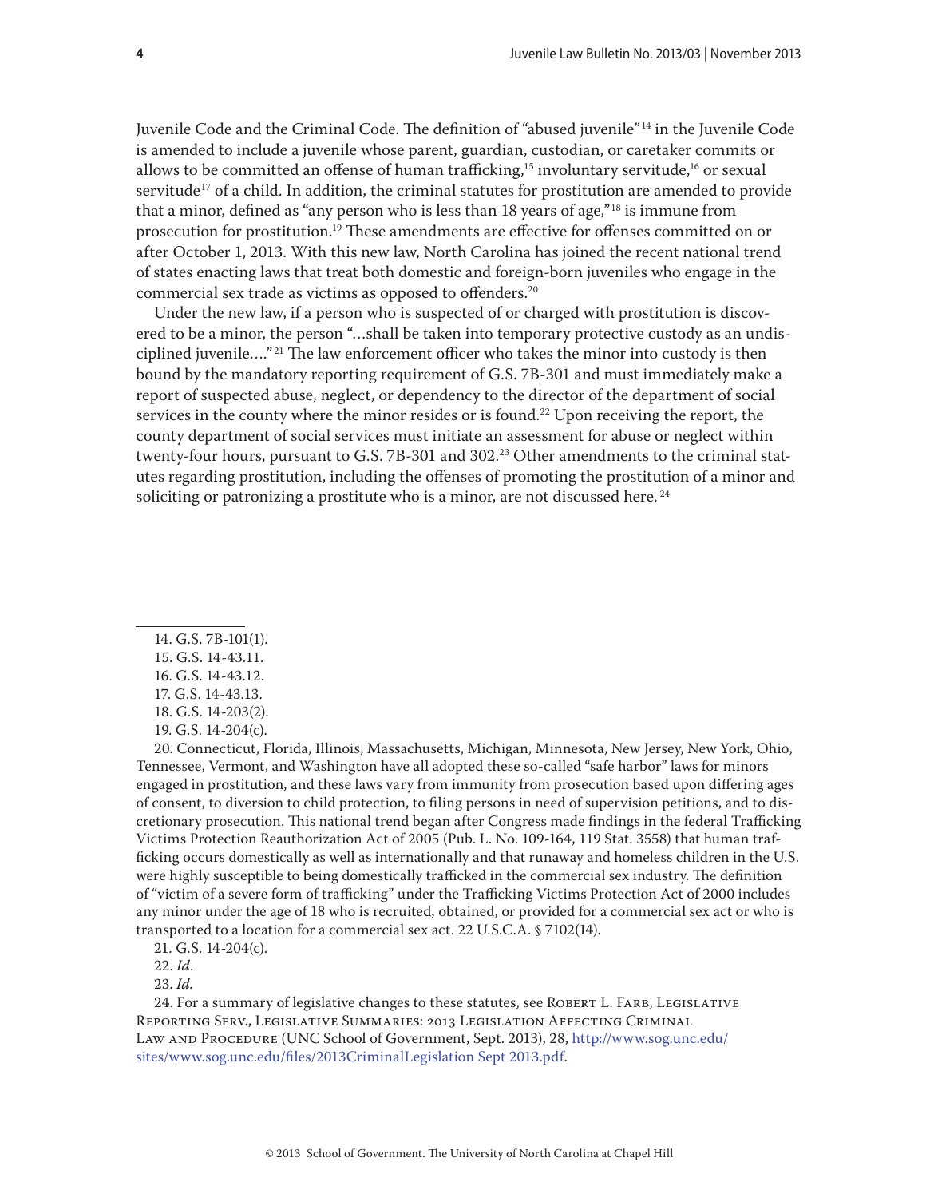Juvenile Code and the Criminal Code. The definition of "abused juvenile"[14] in the Juvenile Code is amended to include a juvenile whose parent, guardian, custodian, or caretaker commits or allows to be committed an offense of human trafficking,[15] involuntary servitude,[16] or sexual servitude[17] of a child. In addition, the criminal statutes for prostitution are amended to provide that a minor, defined as "any person who is less than 18 years of age,"[18] is immune from prosecution for prostitution.[19] These amendments are effective for offenses committed on or after October 1, 2013. With this new law, North Carolina has joined the recent national trend of states enacting laws that treat both domestic and foreign-born juveniles who engage in the commercial sex trade as victims as opposed to offenders.[20]

Under the new law, if a person who is suspected of or charged with prostitution is discovered to be a minor, the person "…shall be taken into temporary protective custody as an undisciplined juvenile…."[21] The law enforcement officer who takes the minor into custody is then bound by the mandatory reporting requirement of G.S. 7B-301 and must immediately make a report of suspected abuse, neglect, or dependency to the director of the department of social services in the county where the minor resides or is found.[22] Upon receiving the report, the county department of social services must initiate an assessment for abuse or neglect within twenty-four hours, pursuant to G.S. 7B-301 and 302.[23] Other amendments to the criminal statutes regarding prostitution, including the offenses of promoting the prostitution of a minor and soliciting or patronizing a prostitute who is a minor, are not discussed here.[24]

---

14. G.S. 7B-101(1).

15. G.S. 14-43.11.

16. G.S. 14-43.12.

17. G.S. 14-43.13.

18. G.S. 14-203(2).

19. G.S. 14-204(c).

20. Connecticut, Florida, Illinois, Massachusetts, Michigan, Minnesota, New Jersey, New York, Ohio, Tennessee, Vermont, and Washington have all adopted these so-called "safe harbor" laws for minors engaged in prostitution, and these laws vary from immunity from prosecution based upon differing ages of consent, to diversion to child protection, to filing persons in need of supervision petitions, and to discretionary prosecution. This national trend began after Congress made findings in the federal Trafficking Victims Protection Reauthorization Act of 2005 (Pub. L. No. 109-164, 119 Stat. 3558) that human trafficking occurs domestically as well as internationally and that runaway and homeless children in the U.S. were highly susceptible to being domestically trafficked in the commercial sex industry. The definition of "victim of a severe form of trafficking" under the Trafficking Victims Protection Act of 2000 includes any minor under the age of 18 who is recruited, obtained, or provided for a commercial sex act or who is transported to a location for a commercial sex act. 22 U.S.C.A. § 7102(14).

21. G.S. 14-204(c).

22. *Id*.

23. *Id*.

24. For a summary of legislative changes to these statutes, see Robert L. Farb, Legislative Reporting Serv., Legislative Summaries: 2013 Legislation Affecting Criminal Law and Procedure (UNC School of Government, Sept. 2013), 28, http://www.sog.unc.edu/sites/www.sog.unc.edu/files/2013CriminalLegislation Sept 2013.pdf.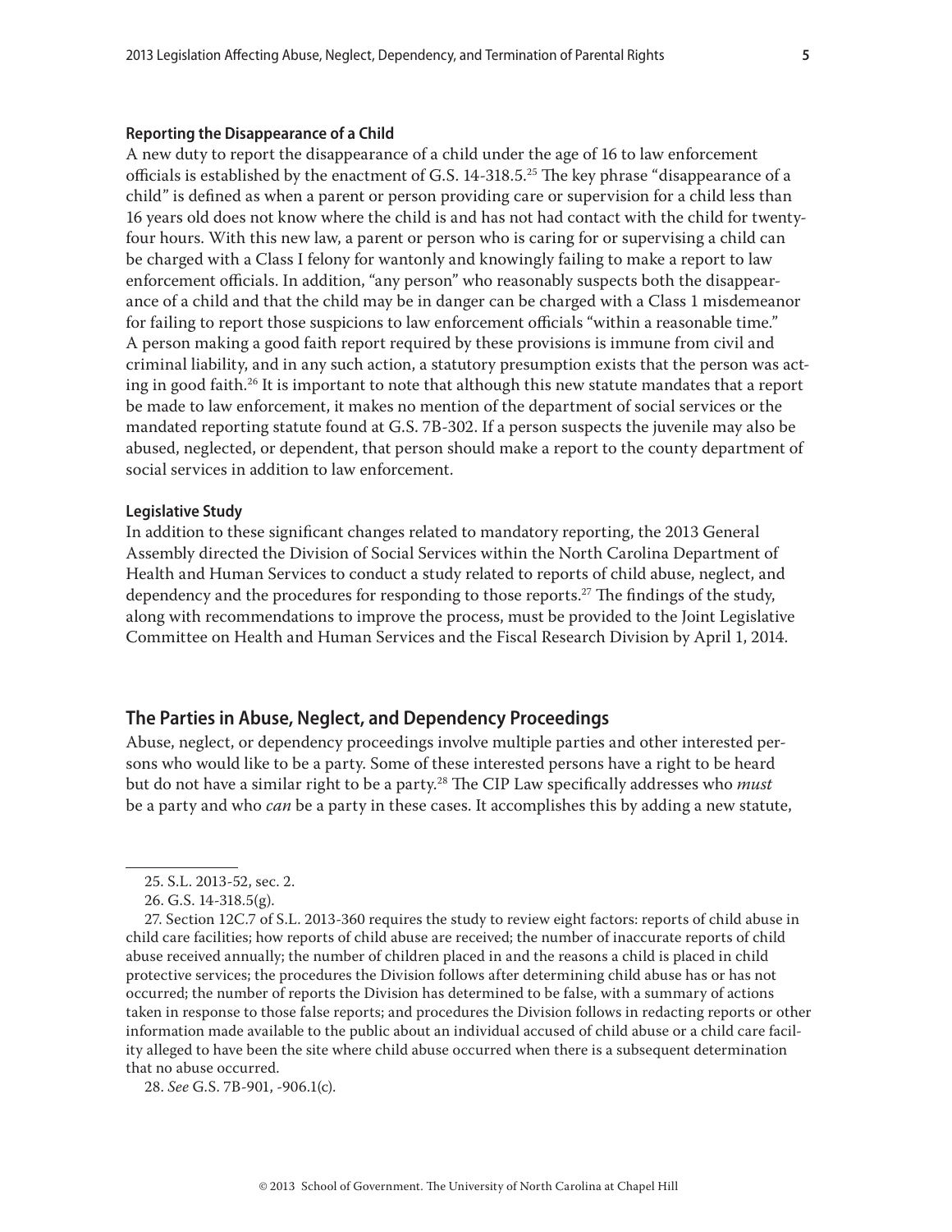### Reporting the Disappearance of a Child

A new duty to report the disappearance of a child under the age of 16 to law enforcement officials is established by the enactment of G.S. 14-318.5.[25] The key phrase "disappearance of a child" is defined as when a parent or person providing care or supervision for a child less than 16 years old does not know where the child is and has not had contact with the child for twenty-four hours. With this new law, a parent or person who is caring for or supervising a child can be charged with a Class I felony for wantonly and knowingly failing to make a report to law enforcement officials. In addition, "any person" who reasonably suspects both the disappearance of a child and that the child may be in danger can be charged with a Class 1 misdemeanor for failing to report those suspicions to law enforcement officials "within a reasonable time." A person making a good faith report required by these provisions is immune from civil and criminal liability, and in any such action, a statutory presumption exists that the person was acting in good faith.[26] It is important to note that although this new statute mandates that a report be made to law enforcement, it makes no mention of the department of social services or the mandated reporting statute found at G.S. 7B-302. If a person suspects the juvenile may also be abused, neglected, or dependent, that person should make a report to the county department of social services in addition to law enforcement.

### Legislative Study

In addition to these significant changes related to mandatory reporting, the 2013 General Assembly directed the Division of Social Services within the North Carolina Department of Health and Human Services to conduct a study related to reports of child abuse, neglect, and dependency and the procedures for responding to those reports.[27] The findings of the study, along with recommendations to improve the process, must be provided to the Joint Legislative Committee on Health and Human Services and the Fiscal Research Division by April 1, 2014.

## The Parties in Abuse, Neglect, and Dependency Proceedings

Abuse, neglect, or dependency proceedings involve multiple parties and other interested persons who would like to be a party. Some of these interested persons have a right to be heard but do not have a similar right to be a party.[28] The CIP Law specifically addresses who *must* be a party and who *can* be a party in these cases. It accomplishes this by adding a new statute,

---

25. S.L. 2013-52, sec. 2.

26. G.S. 14-318.5(g).

27. Section 12C.7 of S.L. 2013-360 requires the study to review eight factors: reports of child abuse in child care facilities; how reports of child abuse are received; the number of inaccurate reports of child abuse received annually; the number of children placed in and the reasons a child is placed in child protective services; the procedures the Division follows after determining child abuse has or has not occurred; the number of reports the Division has determined to be false, with a summary of actions taken in response to those false reports; and procedures the Division follows in redacting reports or other information made available to the public about an individual accused of child abuse or a child care facility alleged to have been the site where child abuse occurred when there is a subsequent determination that no abuse occurred.

28. *See* G.S. 7B-901, -906.1(c).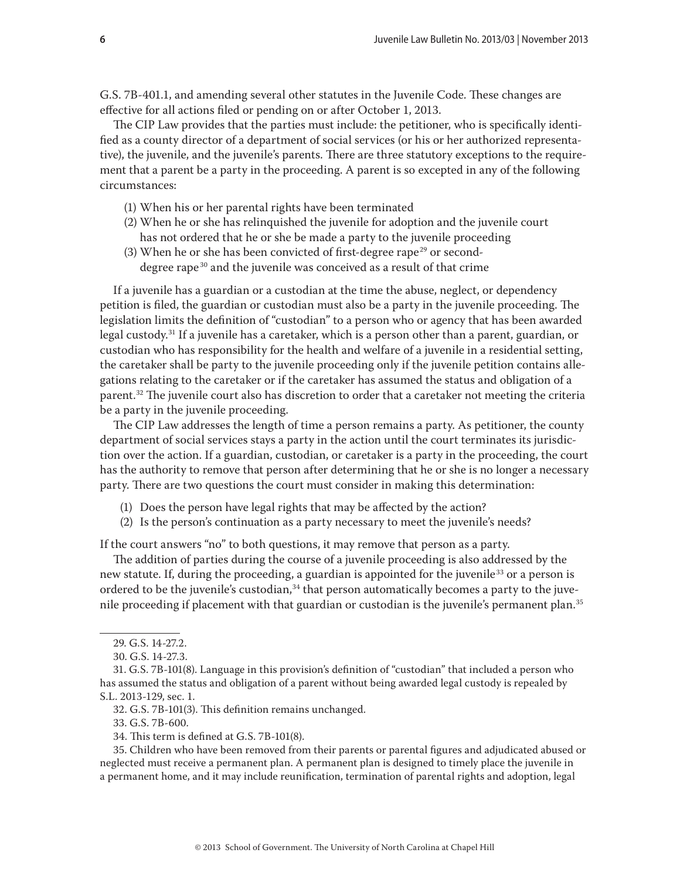G.S. 7B-401.1, and amending several other statutes in the Juvenile Code. These changes are effective for all actions filed or pending on or after October 1, 2013.

The CIP Law provides that the parties must include: the petitioner, who is specifically identified as a county director of a department of social services (or his or her authorized representative), the juvenile, and the juvenile's parents. There are three statutory exceptions to the requirement that a parent be a party in the proceeding. A parent is so excepted in any of the following circumstances:

(1) When his or her parental rights have been terminated
(2) When he or she has relinquished the juvenile for adoption and the juvenile court has not ordered that he or she be made a party to the juvenile proceeding
(3) When he or she has been convicted of first-degree rape[29] or second-degree rape[30] and the juvenile was conceived as a result of that crime

If a juvenile has a guardian or a custodian at the time the abuse, neglect, or dependency petition is filed, the guardian or custodian must also be a party in the juvenile proceeding. The legislation limits the definition of "custodian" to a person who or agency that has been awarded legal custody.[31] If a juvenile has a caretaker, which is a person other than a parent, guardian, or custodian who has responsibility for the health and welfare of a juvenile in a residential setting, the caretaker shall be party to the juvenile proceeding only if the juvenile petition contains allegations relating to the caretaker or if the caretaker has assumed the status and obligation of a parent.[32] The juvenile court also has discretion to order that a caretaker not meeting the criteria be a party in the juvenile proceeding.

The CIP Law addresses the length of time a person remains a party. As petitioner, the county department of social services stays a party in the action until the court terminates its jurisdiction over the action. If a guardian, custodian, or caretaker is a party in the proceeding, the court has the authority to remove that person after determining that he or she is no longer a necessary party. There are two questions the court must consider in making this determination:

(1) Does the person have legal rights that may be affected by the action?
(2) Is the person's continuation as a party necessary to meet the juvenile's needs?

If the court answers "no" to both questions, it may remove that person as a party.

The addition of parties during the course of a juvenile proceeding is also addressed by the new statute. If, during the proceeding, a guardian is appointed for the juvenile[33] or a person is ordered to be the juvenile's custodian,[34] that person automatically becomes a party to the juvenile proceeding if placement with that guardian or custodian is the juvenile's permanent plan.[35]

---

29. G.S. 14-27.2.

30. G.S. 14-27.3.

31. G.S. 7B-101(8). Language in this provision's definition of "custodian" that included a person who has assumed the status and obligation of a parent without being awarded legal custody is repealed by S.L. 2013-129, sec. 1.

32. G.S. 7B-101(3). This definition remains unchanged.

33. G.S. 7B-600.

34. This term is defined at G.S. 7B-101(8).

35. Children who have been removed from their parents or parental figures and adjudicated abused or neglected must receive a permanent plan. A permanent plan is designed to timely place the juvenile in a permanent home, and it may include reunification, termination of parental rights and adoption, legal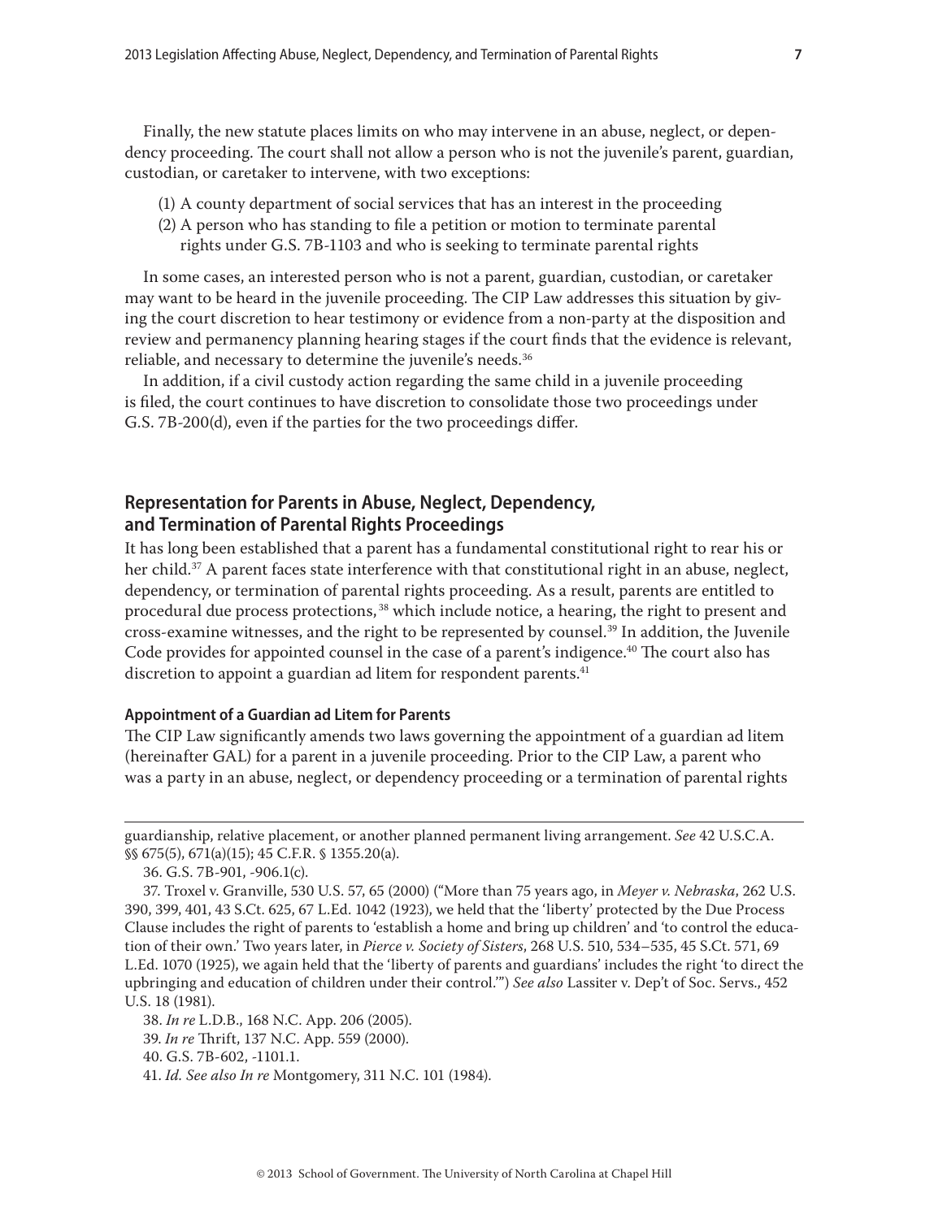Finally, the new statute places limits on who may intervene in an abuse, neglect, or dependency proceeding. The court shall not allow a person who is not the juvenile's parent, guardian, custodian, or caretaker to intervene, with two exceptions:

(1) A county department of social services that has an interest in the proceeding
(2) A person who has standing to file a petition or motion to terminate parental rights under G.S. 7B-1103 and who is seeking to terminate parental rights

In some cases, an interested person who is not a parent, guardian, custodian, or caretaker may want to be heard in the juvenile proceeding. The CIP Law addresses this situation by giving the court discretion to hear testimony or evidence from a non-party at the disposition and review and permanency planning hearing stages if the court finds that the evidence is relevant, reliable, and necessary to determine the juvenile's needs.[36]

In addition, if a civil custody action regarding the same child in a juvenile proceeding is filed, the court continues to have discretion to consolidate those two proceedings under G.S. 7B-200(d), even if the parties for the two proceedings differ.

## Representation for Parents in Abuse, Neglect, Dependency, and Termination of Parental Rights Proceedings

It has long been established that a parent has a fundamental constitutional right to rear his or her child.[37] A parent faces state interference with that constitutional right in an abuse, neglect, dependency, or termination of parental rights proceeding. As a result, parents are entitled to procedural due process protections,[38] which include notice, a hearing, the right to present and cross-examine witnesses, and the right to be represented by counsel.[39] In addition, the Juvenile Code provides for appointed counsel in the case of a parent's indigence.[40] The court also has discretion to appoint a guardian ad litem for respondent parents.[41]

### Appointment of a Guardian ad Litem for Parents

The CIP Law significantly amends two laws governing the appointment of a guardian ad litem (hereinafter GAL) for a parent in a juvenile proceeding. Prior to the CIP Law, a parent who was a party in an abuse, neglect, or dependency proceeding or a termination of parental rights

---

guardianship, relative placement, or another planned permanent living arrangement. *See* 42 U.S.C.A. §§ 675(5), 671(a)(15); 45 C.F.R. § 1355.20(a).

36. G.S. 7B-901, -906.1(c).

37. Troxel v. Granville, 530 U.S. 57, 65 (2000) ("More than 75 years ago, in *Meyer v. Nebraska*, 262 U.S. 390, 399, 401, 43 S.Ct. 625, 67 L.Ed. 1042 (1923), we held that the 'liberty' protected by the Due Process Clause includes the right of parents to 'establish a home and bring up children' and 'to control the education of their own.' Two years later, in *Pierce v. Society of Sisters*, 268 U.S. 510, 534–535, 45 S.Ct. 571, 69 L.Ed. 1070 (1925), we again held that the 'liberty of parents and guardians' includes the right 'to direct the upbringing and education of children under their control.'") *See also* Lassiter v. Dep't of Soc. Servs., 452 U.S. 18 (1981).

38. *In re* L.D.B., 168 N.C. App. 206 (2005).

39. *In re* Thrift, 137 N.C. App. 559 (2000).

40. G.S. 7B-602, -1101.1.

41. *Id. See also In re* Montgomery, 311 N.C. 101 (1984).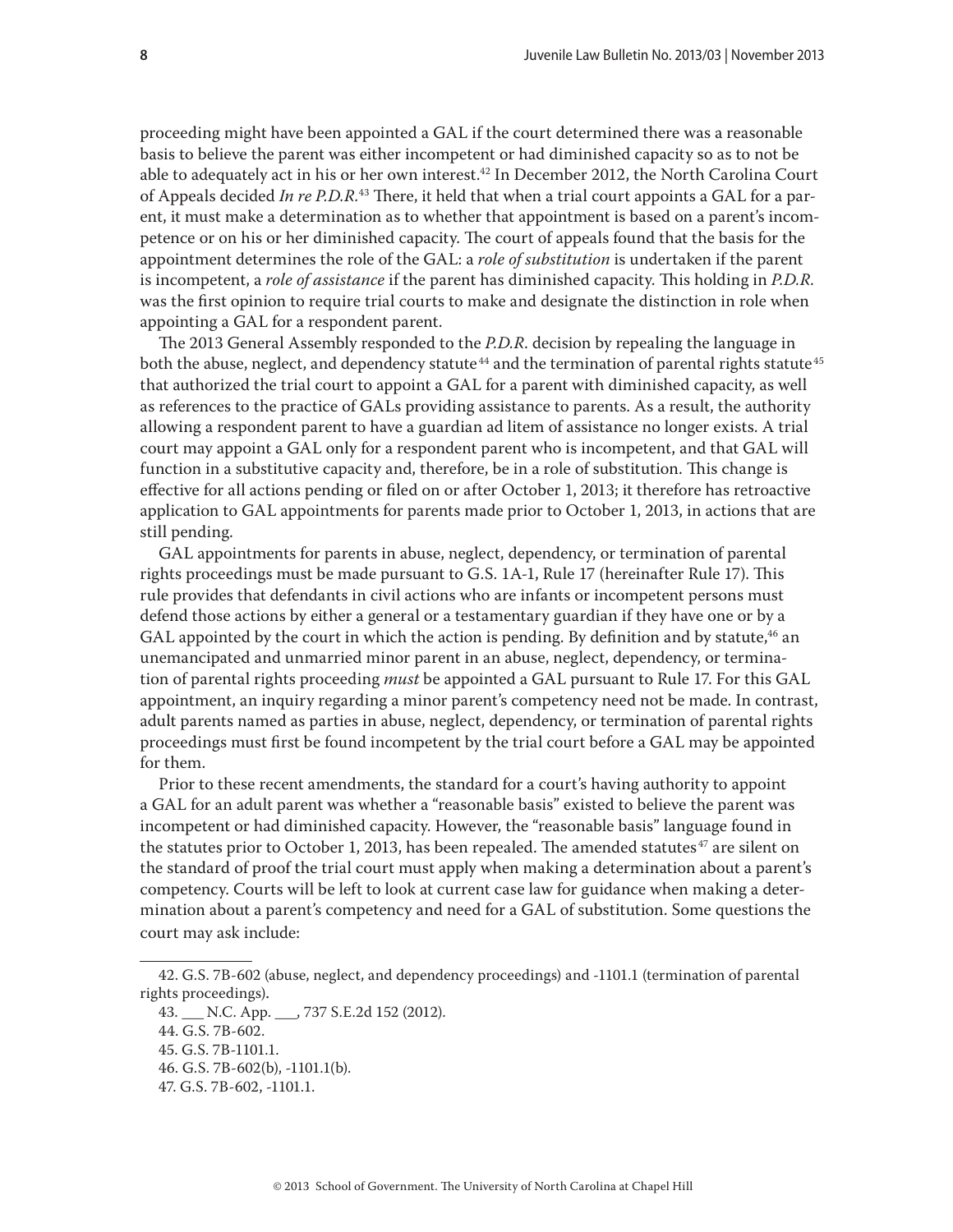proceeding might have been appointed a GAL if the court determined there was a reasonable basis to believe the parent was either incompetent or had diminished capacity so as to not be able to adequately act in his or her own interest.[42] In December 2012, the North Carolina Court of Appeals decided *In re P.D.R.*[43] There, it held that when a trial court appoints a GAL for a parent, it must make a determination as to whether that appointment is based on a parent's incompetence or on his or her diminished capacity. The court of appeals found that the basis for the appointment determines the role of the GAL: a *role of substitution* is undertaken if the parent is incompetent, a *role of assistance* if the parent has diminished capacity. This holding in *P.D.R.* was the first opinion to require trial courts to make and designate the distinction in role when appointing a GAL for a respondent parent.

The 2013 General Assembly responded to the *P.D.R.* decision by repealing the language in both the abuse, neglect, and dependency statute[44] and the termination of parental rights statute[45] that authorized the trial court to appoint a GAL for a parent with diminished capacity, as well as references to the practice of GALs providing assistance to parents. As a result, the authority allowing a respondent parent to have a guardian ad litem of assistance no longer exists. A trial court may appoint a GAL only for a respondent parent who is incompetent, and that GAL will function in a substitutive capacity and, therefore, be in a role of substitution. This change is effective for all actions pending or filed on or after October 1, 2013; it therefore has retroactive application to GAL appointments for parents made prior to October 1, 2013, in actions that are still pending.

GAL appointments for parents in abuse, neglect, dependency, or termination of parental rights proceedings must be made pursuant to G.S. 1A-1, Rule 17 (hereinafter Rule 17). This rule provides that defendants in civil actions who are infants or incompetent persons must defend those actions by either a general or a testamentary guardian if they have one or by a GAL appointed by the court in which the action is pending. By definition and by statute,[46] an unemancipated and unmarried minor parent in an abuse, neglect, dependency, or termination of parental rights proceeding *must* be appointed a GAL pursuant to Rule 17. For this GAL appointment, an inquiry regarding a minor parent's competency need not be made. In contrast, adult parents named as parties in abuse, neglect, dependency, or termination of parental rights proceedings must first be found incompetent by the trial court before a GAL may be appointed for them.

Prior to these recent amendments, the standard for a court's having authority to appoint a GAL for an adult parent was whether a "reasonable basis" existed to believe the parent was incompetent or had diminished capacity. However, the "reasonable basis" language found in the statutes prior to October 1, 2013, has been repealed. The amended statutes[47] are silent on the standard of proof the trial court must apply when making a determination about a parent's competency. Courts will be left to look at current case law for guidance when making a determination about a parent's competency and need for a GAL of substitution. Some questions the court may ask include:

---

42. G.S. 7B-602 (abuse, neglect, and dependency proceedings) and -1101.1 (termination of parental rights proceedings).

43. ___ N.C. App. ___, 737 S.E.2d 152 (2012).

44. G.S. 7B-602.

45. G.S. 7B-1101.1.

46. G.S. 7B-602(b), -1101.1(b).

47. G.S. 7B-602, -1101.1.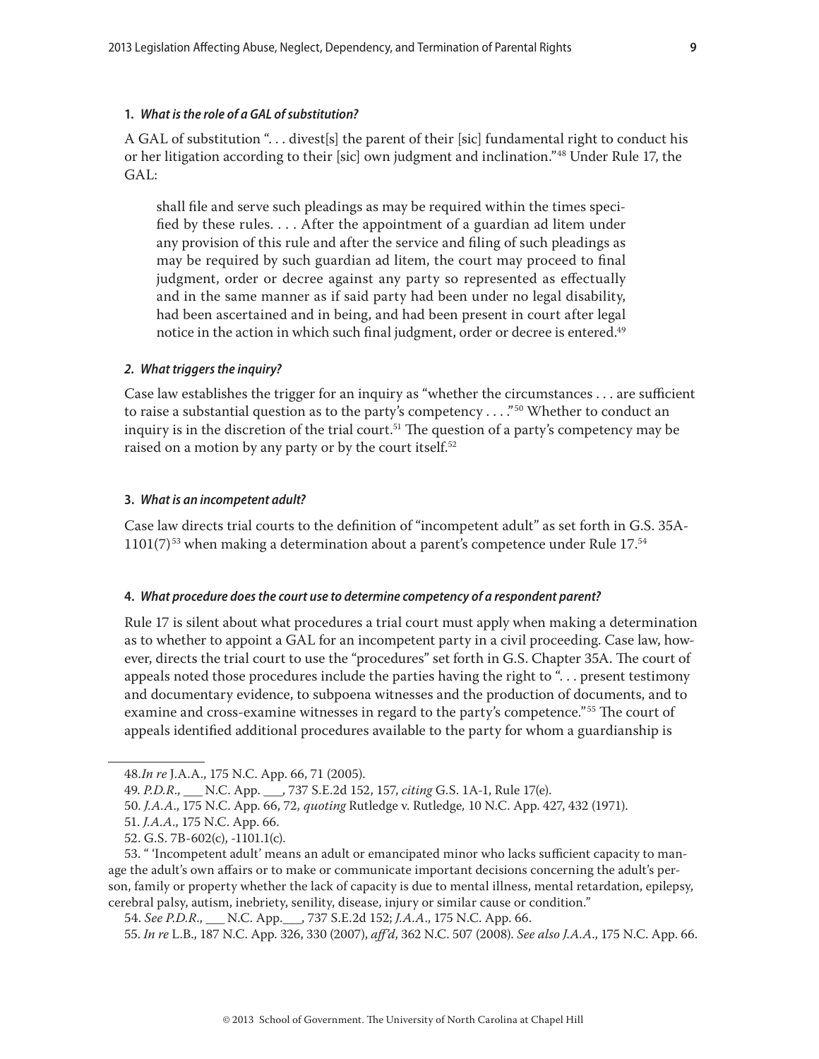#### 1. *What is the role of a GAL of substitution?*

A GAL of substitution ". . . divest[s] the parent of their [sic] fundamental right to conduct his or her litigation according to their [sic] own judgment and inclination."[48] Under Rule 17, the GAL:

> shall file and serve such pleadings as may be required within the times specified by these rules. . . . After the appointment of a guardian ad litem under any provision of this rule and after the service and filing of such pleadings as may be required by such guardian ad litem, the court may proceed to final judgment, order or decree against any party so represented as effectually and in the same manner as if said party had been under no legal disability, had been ascertained and in being, and had been present in court after legal notice in the action in which such final judgment, order or decree is entered.[49]

#### *2. What triggers the inquiry?*

Case law establishes the trigger for an inquiry as "whether the circumstances . . . are sufficient to raise a substantial question as to the party's competency . . . ."[50] Whether to conduct an inquiry is in the discretion of the trial court.[51] The question of a party's competency may be raised on a motion by any party or by the court itself.[52]

#### 3. *What is an incompetent adult?*

Case law directs trial courts to the definition of "incompetent adult" as set forth in G.S. 35A-1101(7)[53] when making a determination about a parent's competence under Rule 17.[54]

#### 4. *What procedure does the court use to determine competency of a respondent parent?*

Rule 17 is silent about what procedures a trial court must apply when making a determination as to whether to appoint a GAL for an incompetent party in a civil proceeding. Case law, however, directs the trial court to use the "procedures" set forth in G.S. Chapter 35A. The court of appeals noted those procedures include the parties having the right to ". . . present testimony and documentary evidence, to subpoena witnesses and the production of documents, and to examine and cross-examine witnesses in regard to the party's competence."[55] The court of appeals identified additional procedures available to the party for whom a guardianship is

---

48. *In re* J.A.A., 175 N.C. App. 66, 71 (2005).

49. *P.D.R.*, ___ N.C. App. ___, 737 S.E.2d 152, 157, *citing* G.S. 1A-1, Rule 17(e).

50. *J.A.A.*, 175 N.C. App. 66, 72, *quoting* Rutledge v. Rutledge, 10 N.C. App. 427, 432 (1971).

51. *J.A.A.*, 175 N.C. App. 66.

52. G.S. 7B-602(c), -1101.1(c).

53. " 'Incompetent adult' means an adult or emancipated minor who lacks sufficient capacity to manage the adult's own affairs or to make or communicate important decisions concerning the adult's person, family or property whether the lack of capacity is due to mental illness, mental retardation, epilepsy, cerebral palsy, autism, inebriety, senility, disease, injury or similar cause or condition."

54. *See P.D.R.*, ___ N.C. App.___, 737 S.E.2d 152; *J.A.A.*, 175 N.C. App. 66.

55. *In re* L.B., 187 N.C. App. 326, 330 (2007), *aff'd*, 362 N.C. 507 (2008). *See also J.A.A.*, 175 N.C. App. 66.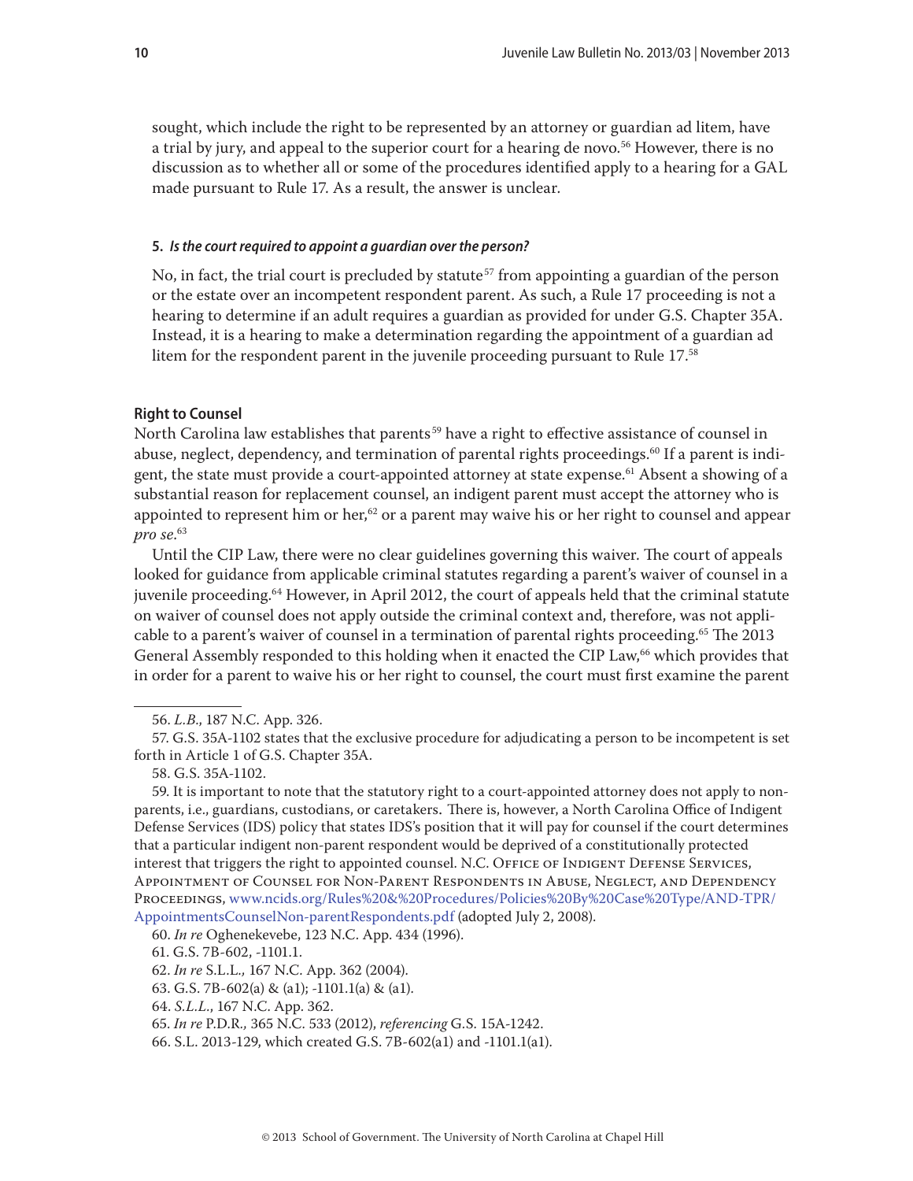sought, which include the right to be represented by an attorney or guardian ad litem, have a trial by jury, and appeal to the superior court for a hearing de novo.[56] However, there is no discussion as to whether all or some of the procedures identified apply to a hearing for a GAL made pursuant to Rule 17. As a result, the answer is unclear.

#### 5. *Is the court required to appoint a guardian over the person?*

No, in fact, the trial court is precluded by statute[57] from appointing a guardian of the person or the estate over an incompetent respondent parent. As such, a Rule 17 proceeding is not a hearing to determine if an adult requires a guardian as provided for under G.S. Chapter 35A. Instead, it is a hearing to make a determination regarding the appointment of a guardian ad litem for the respondent parent in the juvenile proceeding pursuant to Rule 17.[58]

### Right to Counsel

North Carolina law establishes that parents[59] have a right to effective assistance of counsel in abuse, neglect, dependency, and termination of parental rights proceedings.[60] If a parent is indigent, the state must provide a court-appointed attorney at state expense.[61] Absent a showing of a substantial reason for replacement counsel, an indigent parent must accept the attorney who is appointed to represent him or her,[62] or a parent may waive his or her right to counsel and appear *pro se*.[63]

Until the CIP Law, there were no clear guidelines governing this waiver. The court of appeals looked for guidance from applicable criminal statutes regarding a parent's waiver of counsel in a juvenile proceeding.[64] However, in April 2012, the court of appeals held that the criminal statute on waiver of counsel does not apply outside the criminal context and, therefore, was not applicable to a parent's waiver of counsel in a termination of parental rights proceeding.[65] The 2013 General Assembly responded to this holding when it enacted the CIP Law,[66] which provides that in order for a parent to waive his or her right to counsel, the court must first examine the parent

---

56. *L.B.*, 187 N.C. App. 326.

57. G.S. 35A-1102 states that the exclusive procedure for adjudicating a person to be incompetent is set forth in Article 1 of G.S. Chapter 35A.

58. G.S. 35A-1102.

59. It is important to note that the statutory right to a court-appointed attorney does not apply to non-parents, i.e., guardians, custodians, or caretakers. There is, however, a North Carolina Office of Indigent Defense Services (IDS) policy that states IDS's position that it will pay for counsel if the court determines that a particular indigent non-parent respondent would be deprived of a constitutionally protected interest that triggers the right to appointed counsel. N.C. Office of Indigent Defense Services, Appointment of Counsel for Non-Parent Respondents in Abuse, Neglect, and Dependency Proceedings, www.ncids.org/Rules%20&%20Procedures/Policies%20By%20Case%20Type/AND-TPR/AppointmentsCounselNon-parentRespondents.pdf (adopted July 2, 2008).

60. *In re* Oghenekevebe, 123 N.C. App. 434 (1996).

61. G.S. 7B-602, -1101.1.

62. *In re* S.L.L., 167 N.C. App. 362 (2004).

63. G.S. 7B-602(a) & (a1); -1101.1(a) & (a1).

64. *S.L.L.*, 167 N.C. App. 362.

65. *In re* P.D.R., 365 N.C. 533 (2012), *referencing* G.S. 15A-1242.

66. S.L. 2013-129, which created G.S. 7B-602(a1) and -1101.1(a1).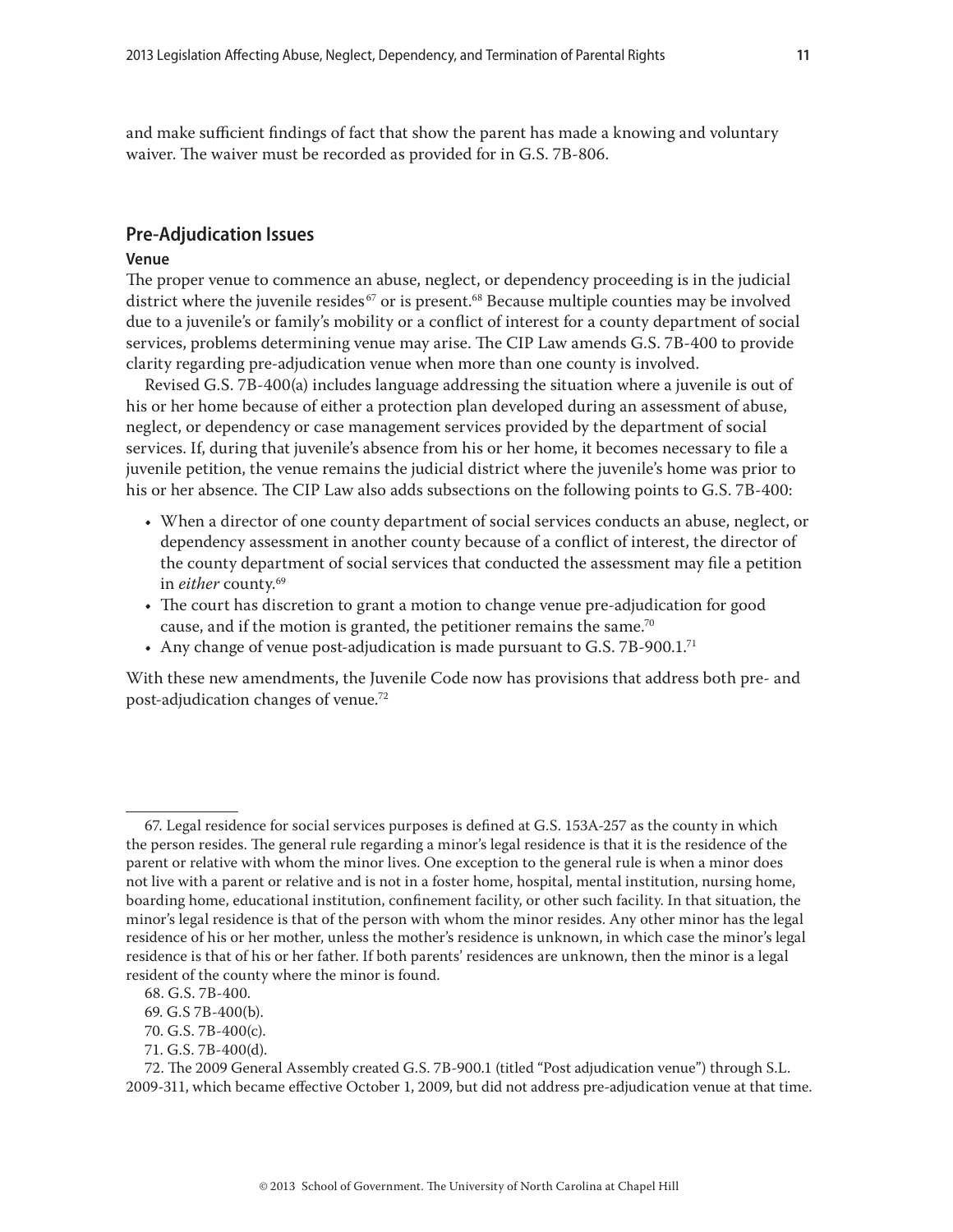and make sufficient findings of fact that show the parent has made a knowing and voluntary waiver. The waiver must be recorded as provided for in G.S. 7B-806.

## Pre-Adjudication Issues

### Venue

The proper venue to commence an abuse, neglect, or dependency proceeding is in the judicial district where the juvenile resides[67] or is present.[68] Because multiple counties may be involved due to a juvenile's or family's mobility or a conflict of interest for a county department of social services, problems determining venue may arise. The CIP Law amends G.S. 7B-400 to provide clarity regarding pre-adjudication venue when more than one county is involved.

Revised G.S. 7B-400(a) includes language addressing the situation where a juvenile is out of his or her home because of either a protection plan developed during an assessment of abuse, neglect, or dependency or case management services provided by the department of social services. If, during that juvenile's absence from his or her home, it becomes necessary to file a juvenile petition, the venue remains the judicial district where the juvenile's home was prior to his or her absence. The CIP Law also adds subsections on the following points to G.S. 7B-400:

- When a director of one county department of social services conducts an abuse, neglect, or dependency assessment in another county because of a conflict of interest, the director of the county department of social services that conducted the assessment may file a petition in *either* county.[69]
- The court has discretion to grant a motion to change venue pre-adjudication for good cause, and if the motion is granted, the petitioner remains the same.[70]
- Any change of venue post-adjudication is made pursuant to G.S. 7B-900.1.[71]

With these new amendments, the Juvenile Code now has provisions that address both pre- and post-adjudication changes of venue.[72]

---

67. Legal residence for social services purposes is defined at G.S. 153A-257 as the county in which the person resides. The general rule regarding a minor's legal residence is that it is the residence of the parent or relative with whom the minor lives. One exception to the general rule is when a minor does not live with a parent or relative and is not in a foster home, hospital, mental institution, nursing home, boarding home, educational institution, confinement facility, or other such facility. In that situation, the minor's legal residence is that of the person with whom the minor resides. Any other minor has the legal residence of his or her mother, unless the mother's residence is unknown, in which case the minor's legal residence is that of his or her father. If both parents' residences are unknown, then the minor is a legal resident of the county where the minor is found.

68. G.S. 7B-400.

69. G.S 7B-400(b).

70. G.S. 7B-400(c).

71. G.S. 7B-400(d).

72. The 2009 General Assembly created G.S. 7B-900.1 (titled "Post adjudication venue") through S.L. 2009-311, which became effective October 1, 2009, but did not address pre-adjudication venue at that time.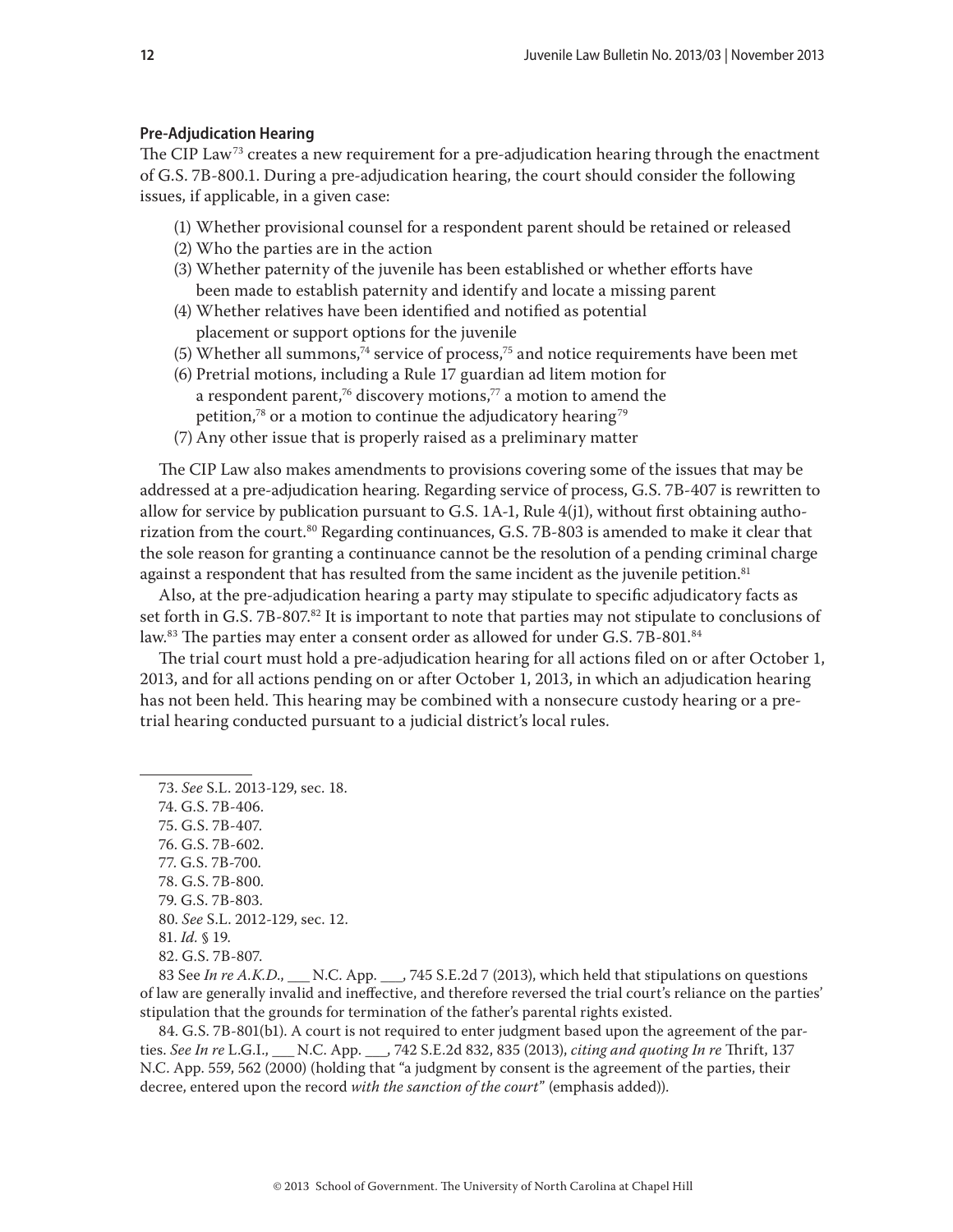### Pre-Adjudication Hearing

The CIP Law[73] creates a new requirement for a pre-adjudication hearing through the enactment of G.S. 7B-800.1. During a pre-adjudication hearing, the court should consider the following issues, if applicable, in a given case:

(1) Whether provisional counsel for a respondent parent should be retained or released
(2) Who the parties are in the action
(3) Whether paternity of the juvenile has been established or whether efforts have been made to establish paternity and identify and locate a missing parent
(4) Whether relatives have been identified and notified as potential placement or support options for the juvenile
(5) Whether all summons,[74] service of process,[75] and notice requirements have been met
(6) Pretrial motions, including a Rule 17 guardian ad litem motion for a respondent parent,[76] discovery motions,[77] a motion to amend the petition,[78] or a motion to continue the adjudicatory hearing[79]
(7) Any other issue that is properly raised as a preliminary matter

The CIP Law also makes amendments to provisions covering some of the issues that may be addressed at a pre-adjudication hearing. Regarding service of process, G.S. 7B-407 is rewritten to allow for service by publication pursuant to G.S. 1A-1, Rule 4(j1), without first obtaining authorization from the court.[80] Regarding continuances, G.S. 7B-803 is amended to make it clear that the sole reason for granting a continuance cannot be the resolution of a pending criminal charge against a respondent that has resulted from the same incident as the juvenile petition.[81]

Also, at the pre-adjudication hearing a party may stipulate to specific adjudicatory facts as set forth in G.S. 7B-807.[82] It is important to note that parties may not stipulate to conclusions of law.[83] The parties may enter a consent order as allowed for under G.S. 7B-801.[84]

The trial court must hold a pre-adjudication hearing for all actions filed on or after October 1, 2013, and for all actions pending on or after October 1, 2013, in which an adjudication hearing has not been held. This hearing may be combined with a nonsecure custody hearing or a pretrial hearing conducted pursuant to a judicial district's local rules.

---

73. *See* S.L. 2013-129, sec. 18.
74. G.S. 7B-406.
75. G.S. 7B-407.
76. G.S. 7B-602.
77. G.S. 7B-700.
78. G.S. 7B-800.
79. G.S. 7B-803.
80. *See* S.L. 2012-129, sec. 12.
81. *Id.* § 19.
82. G.S. 7B-807.
83 See *In re A.K.D.*, ___ N.C. App. ___, 745 S.E.2d 7 (2013), which held that stipulations on questions of law are generally invalid and ineffective, and therefore reversed the trial court's reliance on the parties' stipulation that the grounds for termination of the father's parental rights existed.
84. G.S. 7B-801(b1). A court is not required to enter judgment based upon the agreement of the parties. *See In re* L.G.I., ___ N.C. App. ___, 742 S.E.2d 832, 835 (2013), *citing and quoting In re* Thrift, 137 N.C. App. 559, 562 (2000) (holding that "a judgment by consent is the agreement of the parties, their decree, entered upon the record *with the sanction of the court*" (emphasis added)).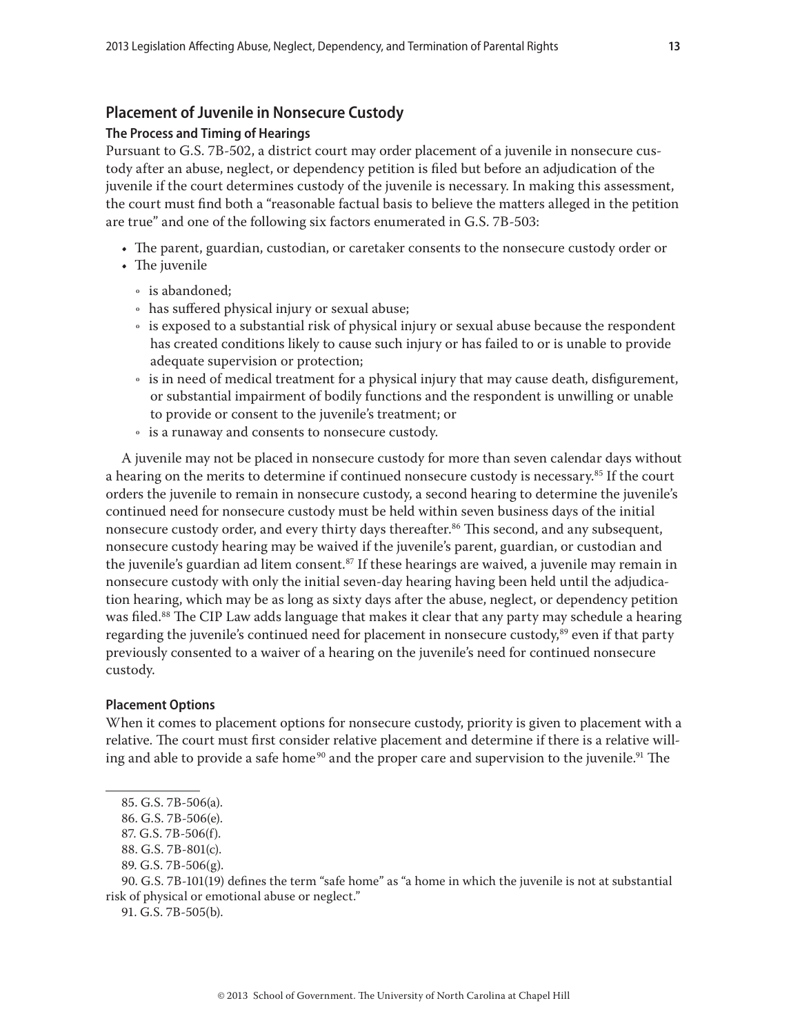## Placement of Juvenile in Nonsecure Custody

### The Process and Timing of Hearings

Pursuant to G.S. 7B-502, a district court may order placement of a juvenile in nonsecure custody after an abuse, neglect, or dependency petition is filed but before an adjudication of the juvenile if the court determines custody of the juvenile is necessary. In making this assessment, the court must find both a "reasonable factual basis to believe the matters alleged in the petition are true" and one of the following six factors enumerated in G.S. 7B-503:

- The parent, guardian, custodian, or caretaker consents to the nonsecure custody order or
- The juvenile
  - is abandoned;
  - has suffered physical injury or sexual abuse;
  - is exposed to a substantial risk of physical injury or sexual abuse because the respondent has created conditions likely to cause such injury or has failed to or is unable to provide adequate supervision or protection;
  - is in need of medical treatment for a physical injury that may cause death, disfigurement, or substantial impairment of bodily functions and the respondent is unwilling or unable to provide or consent to the juvenile's treatment; or
  - is a runaway and consents to nonsecure custody.

A juvenile may not be placed in nonsecure custody for more than seven calendar days without a hearing on the merits to determine if continued nonsecure custody is necessary.[85] If the court orders the juvenile to remain in nonsecure custody, a second hearing to determine the juvenile's continued need for nonsecure custody must be held within seven business days of the initial nonsecure custody order, and every thirty days thereafter.[86] This second, and any subsequent, nonsecure custody hearing may be waived if the juvenile's parent, guardian, or custodian and the juvenile's guardian ad litem consent.[87] If these hearings are waived, a juvenile may remain in nonsecure custody with only the initial seven-day hearing having been held until the adjudication hearing, which may be as long as sixty days after the abuse, neglect, or dependency petition was filed.[88] The CIP Law adds language that makes it clear that any party may schedule a hearing regarding the juvenile's continued need for placement in nonsecure custody,[89] even if that party previously consented to a waiver of a hearing on the juvenile's need for continued nonsecure custody.

### Placement Options

When it comes to placement options for nonsecure custody, priority is given to placement with a relative. The court must first consider relative placement and determine if there is a relative willing and able to provide a safe home[90] and the proper care and supervision to the juvenile.[91] The

---

85. G.S. 7B-506(a).

86. G.S. 7B-506(e).

87. G.S. 7B-506(f).

88. G.S. 7B-801(c).

89. G.S. 7B-506(g).

90. G.S. 7B-101(19) defines the term "safe home" as "a home in which the juvenile is not at substantial risk of physical or emotional abuse or neglect."

91. G.S. 7B-505(b).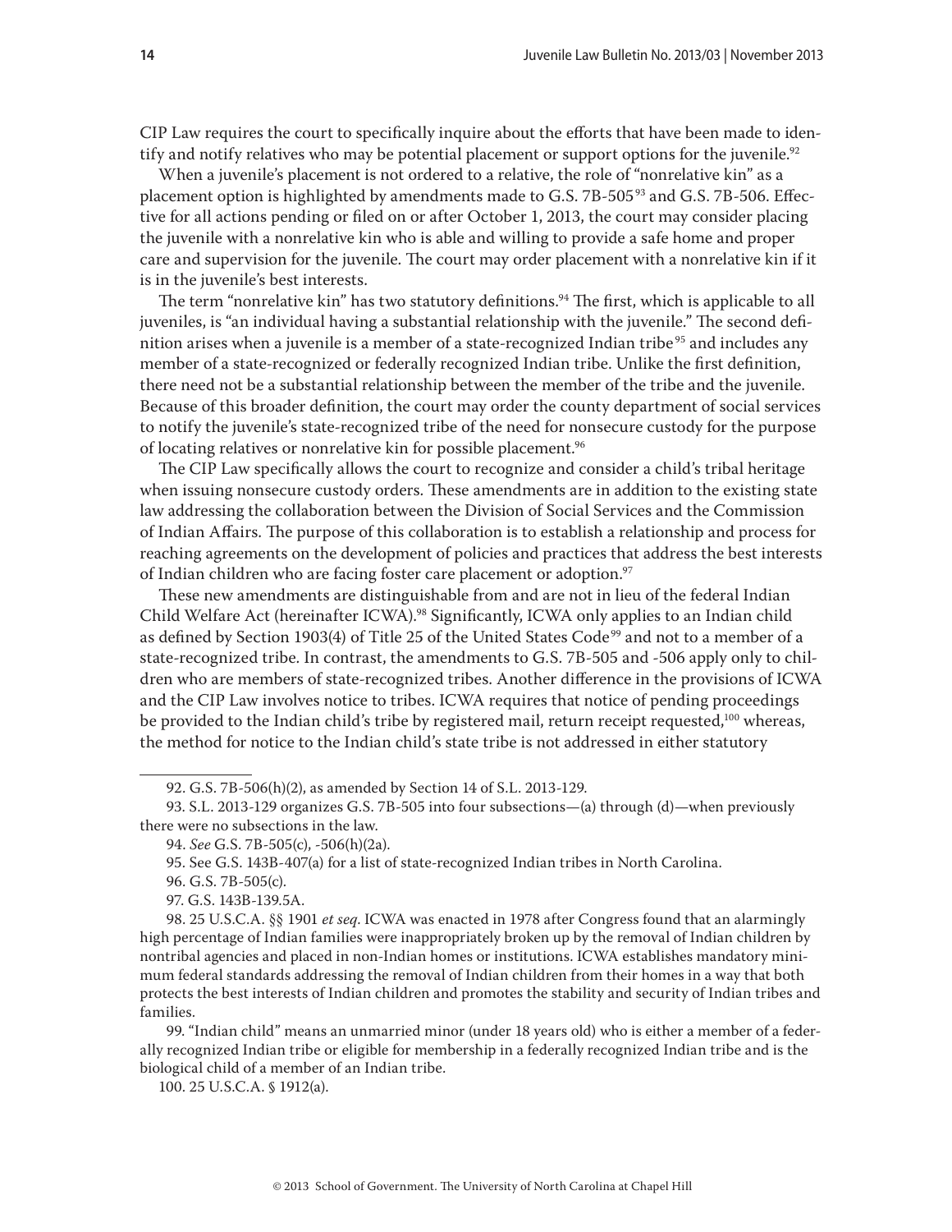CIP Law requires the court to specifically inquire about the efforts that have been made to identify and notify relatives who may be potential placement or support options for the juvenile.[92]

When a juvenile's placement is not ordered to a relative, the role of "nonrelative kin" as a placement option is highlighted by amendments made to G.S. 7B-505[93] and G.S. 7B-506. Effective for all actions pending or filed on or after October 1, 2013, the court may consider placing the juvenile with a nonrelative kin who is able and willing to provide a safe home and proper care and supervision for the juvenile. The court may order placement with a nonrelative kin if it is in the juvenile's best interests.

The term "nonrelative kin" has two statutory definitions.[94] The first, which is applicable to all juveniles, is "an individual having a substantial relationship with the juvenile." The second definition arises when a juvenile is a member of a state-recognized Indian tribe[95] and includes any member of a state-recognized or federally recognized Indian tribe. Unlike the first definition, there need not be a substantial relationship between the member of the tribe and the juvenile. Because of this broader definition, the court may order the county department of social services to notify the juvenile's state-recognized tribe of the need for nonsecure custody for the purpose of locating relatives or nonrelative kin for possible placement.[96]

The CIP Law specifically allows the court to recognize and consider a child's tribal heritage when issuing nonsecure custody orders. These amendments are in addition to the existing state law addressing the collaboration between the Division of Social Services and the Commission of Indian Affairs. The purpose of this collaboration is to establish a relationship and process for reaching agreements on the development of policies and practices that address the best interests of Indian children who are facing foster care placement or adoption.[97]

These new amendments are distinguishable from and are not in lieu of the federal Indian Child Welfare Act (hereinafter ICWA).[98] Significantly, ICWA only applies to an Indian child as defined by Section 1903(4) of Title 25 of the United States Code[99] and not to a member of a state-recognized tribe. In contrast, the amendments to G.S. 7B-505 and -506 apply only to children who are members of state-recognized tribes. Another difference in the provisions of ICWA and the CIP Law involves notice to tribes. ICWA requires that notice of pending proceedings be provided to the Indian child's tribe by registered mail, return receipt requested,[100] whereas, the method for notice to the Indian child's state tribe is not addressed in either statutory

---

92. G.S. 7B-506(h)(2), as amended by Section 14 of S.L. 2013-129.

93. S.L. 2013-129 organizes G.S. 7B-505 into four subsections—(a) through (d)—when previously there were no subsections in the law.

94. *See* G.S. 7B-505(c), -506(h)(2a).

95. See G.S. 143B-407(a) for a list of state-recognized Indian tribes in North Carolina.

96. G.S. 7B-505(c).

97. G.S. 143B-139.5A.

98. 25 U.S.C.A. §§ 1901 *et seq*. ICWA was enacted in 1978 after Congress found that an alarmingly high percentage of Indian families were inappropriately broken up by the removal of Indian children by nontribal agencies and placed in non-Indian homes or institutions. ICWA establishes mandatory minimum federal standards addressing the removal of Indian children from their homes in a way that both protects the best interests of Indian children and promotes the stability and security of Indian tribes and families.

99. "Indian child" means an unmarried minor (under 18 years old) who is either a member of a federally recognized Indian tribe or eligible for membership in a federally recognized Indian tribe and is the biological child of a member of an Indian tribe.

100. 25 U.S.C.A. § 1912(a).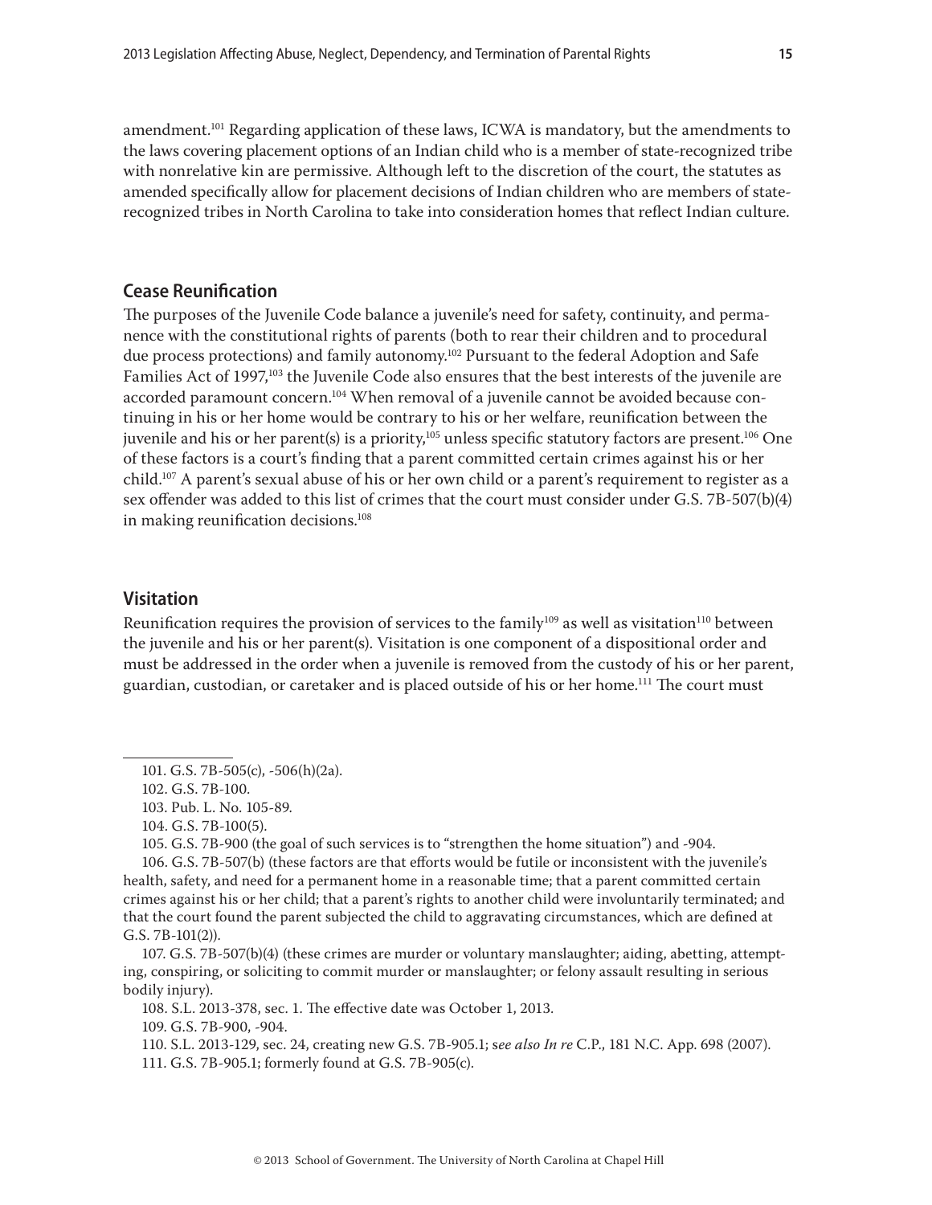amendment.[101] Regarding application of these laws, ICWA is mandatory, but the amendments to the laws covering placement options of an Indian child who is a member of state-recognized tribe with nonrelative kin are permissive. Although left to the discretion of the court, the statutes as amended specifically allow for placement decisions of Indian children who are members of state-recognized tribes in North Carolina to take into consideration homes that reflect Indian culture.

## Cease Reunification

The purposes of the Juvenile Code balance a juvenile's need for safety, continuity, and permanence with the constitutional rights of parents (both to rear their children and to procedural due process protections) and family autonomy.[102] Pursuant to the federal Adoption and Safe Families Act of 1997,[103] the Juvenile Code also ensures that the best interests of the juvenile are accorded paramount concern.[104] When removal of a juvenile cannot be avoided because continuing in his or her home would be contrary to his or her welfare, reunification between the juvenile and his or her parent(s) is a priority,[105] unless specific statutory factors are present.[106] One of these factors is a court's finding that a parent committed certain crimes against his or her child.[107] A parent's sexual abuse of his or her own child or a parent's requirement to register as a sex offender was added to this list of crimes that the court must consider under G.S. 7B-507(b)(4) in making reunification decisions.[108]

## Visitation

Reunification requires the provision of services to the family[109] as well as visitation[110] between the juvenile and his or her parent(s). Visitation is one component of a dispositional order and must be addressed in the order when a juvenile is removed from the custody of his or her parent, guardian, custodian, or caretaker and is placed outside of his or her home.[111] The court must

---

101. G.S. 7B-505(c), -506(h)(2a).

102. G.S. 7B-100.

103. Pub. L. No. 105-89.

104. G.S. 7B-100(5).

105. G.S. 7B-900 (the goal of such services is to "strengthen the home situation") and -904.

106. G.S. 7B-507(b) (these factors are that efforts would be futile or inconsistent with the juvenile's health, safety, and need for a permanent home in a reasonable time; that a parent committed certain crimes against his or her child; that a parent's rights to another child were involuntarily terminated; and that the court found the parent subjected the child to aggravating circumstances, which are defined at G.S. 7B-101(2)).

107. G.S. 7B-507(b)(4) (these crimes are murder or voluntary manslaughter; aiding, abetting, attempting, conspiring, or soliciting to commit murder or manslaughter; or felony assault resulting in serious bodily injury).

108. S.L. 2013-378, sec. 1. The effective date was October 1, 2013.

109. G.S. 7B-900, -904.

110. S.L. 2013-129, sec. 24, creating new G.S. 7B-905.1; s*ee also In re* C.P., 181 N.C. App. 698 (2007).

111. G.S. 7B-905.1; formerly found at G.S. 7B-905(c).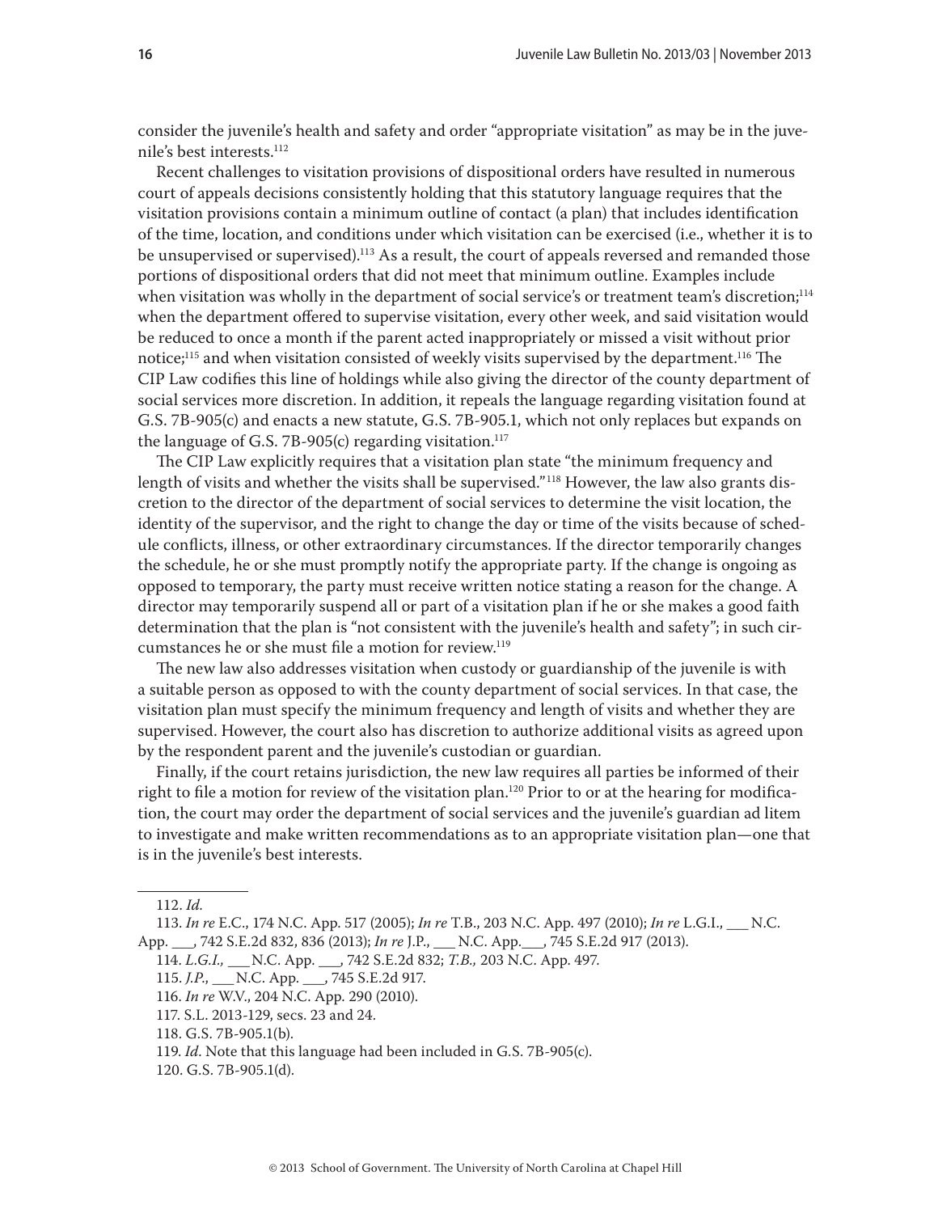consider the juvenile's health and safety and order "appropriate visitation" as may be in the juvenile's best interests.[112]

Recent challenges to visitation provisions of dispositional orders have resulted in numerous court of appeals decisions consistently holding that this statutory language requires that the visitation provisions contain a minimum outline of contact (a plan) that includes identification of the time, location, and conditions under which visitation can be exercised (i.e., whether it is to be unsupervised or supervised).[113] As a result, the court of appeals reversed and remanded those portions of dispositional orders that did not meet that minimum outline. Examples include when visitation was wholly in the department of social service's or treatment team's discretion;[114] when the department offered to supervise visitation, every other week, and said visitation would be reduced to once a month if the parent acted inappropriately or missed a visit without prior notice;[115] and when visitation consisted of weekly visits supervised by the department.[116] The CIP Law codifies this line of holdings while also giving the director of the county department of social services more discretion. In addition, it repeals the language regarding visitation found at G.S. 7B-905(c) and enacts a new statute, G.S. 7B-905.1, which not only replaces but expands on the language of G.S. 7B-905(c) regarding visitation.[117]

The CIP Law explicitly requires that a visitation plan state "the minimum frequency and length of visits and whether the visits shall be supervised."[118] However, the law also grants discretion to the director of the department of social services to determine the visit location, the identity of the supervisor, and the right to change the day or time of the visits because of schedule conflicts, illness, or other extraordinary circumstances. If the director temporarily changes the schedule, he or she must promptly notify the appropriate party. If the change is ongoing as opposed to temporary, the party must receive written notice stating a reason for the change. A director may temporarily suspend all or part of a visitation plan if he or she makes a good faith determination that the plan is "not consistent with the juvenile's health and safety"; in such circumstances he or she must file a motion for review.[119]

The new law also addresses visitation when custody or guardianship of the juvenile is with a suitable person as opposed to with the county department of social services. In that case, the visitation plan must specify the minimum frequency and length of visits and whether they are supervised. However, the court also has discretion to authorize additional visits as agreed upon by the respondent parent and the juvenile's custodian or guardian.

Finally, if the court retains jurisdiction, the new law requires all parties be informed of their right to file a motion for review of the visitation plan.[120] Prior to or at the hearing for modification, the court may order the department of social services and the juvenile's guardian ad litem to investigate and make written recommendations as to an appropriate visitation plan—one that is in the juvenile's best interests.

---

112. *Id.*

113. *In re* E.C., 174 N.C. App. 517 (2005); *In re* T.B., 203 N.C. App. 497 (2010); *In re* L.G.I., ___ N.C. App. ___, 742 S.E.2d 832, 836 (2013); *In re* J.P., ___ N.C. App.___, 745 S.E.2d 917 (2013).

114. *L.G.I.,* ___ N.C. App. ___, 742 S.E.2d 832; *T.B.,* 203 N.C. App. 497.

115. *J.P.*, ___ N.C. App. ___, 745 S.E.2d 917.

116. *In re* W.V., 204 N.C. App. 290 (2010).

117. S.L. 2013-129, secs. 23 and 24.

118. G.S. 7B-905.1(b).

119. *Id*. Note that this language had been included in G.S. 7B-905(c).

120. G.S. 7B-905.1(d).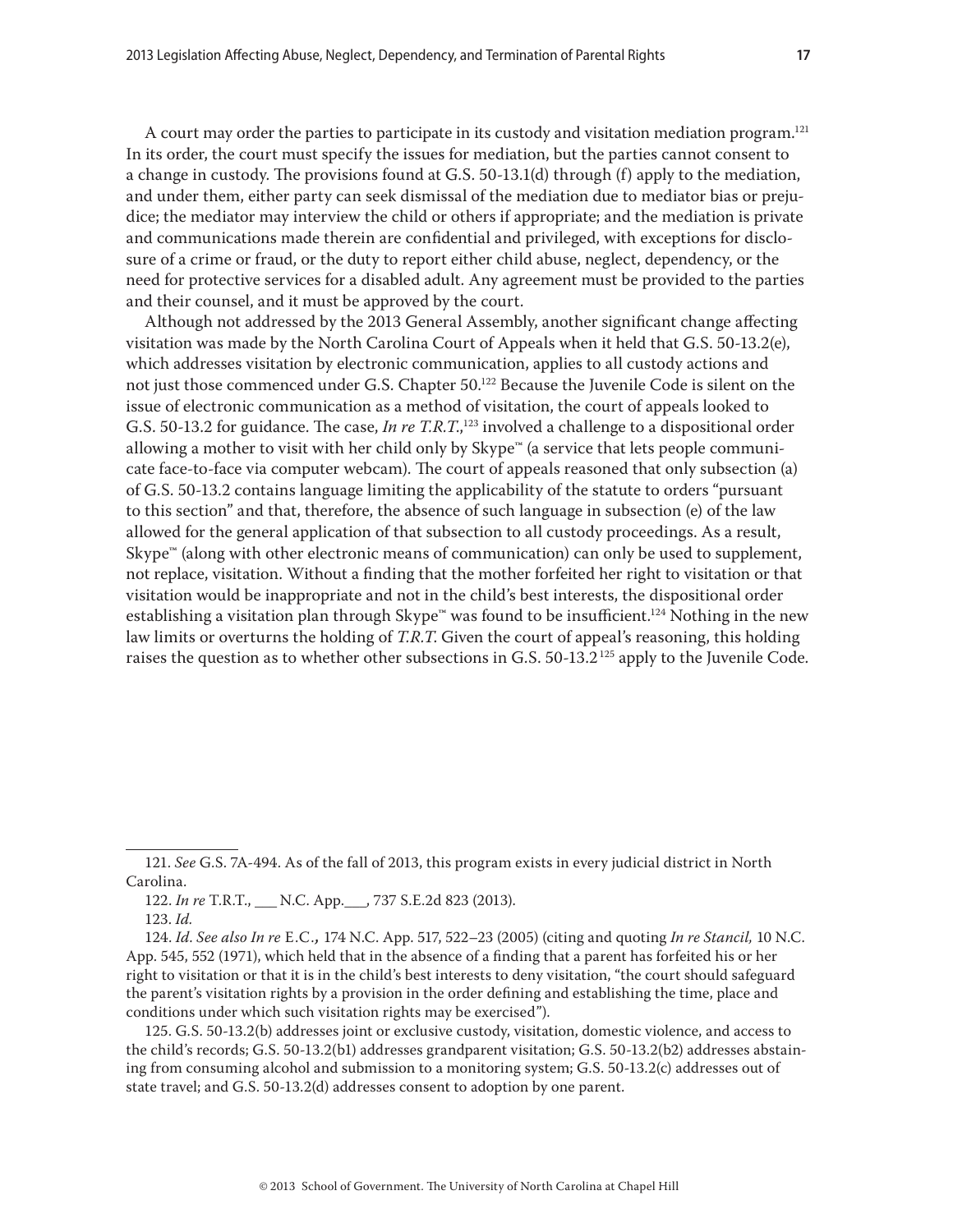A court may order the parties to participate in its custody and visitation mediation program.[121] In its order, the court must specify the issues for mediation, but the parties cannot consent to a change in custody. The provisions found at G.S. 50-13.1(d) through (f) apply to the mediation, and under them, either party can seek dismissal of the mediation due to mediator bias or prejudice; the mediator may interview the child or others if appropriate; and the mediation is private and communications made therein are confidential and privileged, with exceptions for disclosure of a crime or fraud, or the duty to report either child abuse, neglect, dependency, or the need for protective services for a disabled adult. Any agreement must be provided to the parties and their counsel, and it must be approved by the court.

Although not addressed by the 2013 General Assembly, another significant change affecting visitation was made by the North Carolina Court of Appeals when it held that G.S. 50-13.2(e), which addresses visitation by electronic communication, applies to all custody actions and not just those commenced under G.S. Chapter 50.[122] Because the Juvenile Code is silent on the issue of electronic communication as a method of visitation, the court of appeals looked to G.S. 50-13.2 for guidance. The case, *In re T.R.T.*,[123] involved a challenge to a dispositional order allowing a mother to visit with her child only by Skype™ (a service that lets people communicate face-to-face via computer webcam). The court of appeals reasoned that only subsection (a) of G.S. 50-13.2 contains language limiting the applicability of the statute to orders "pursuant to this section" and that, therefore, the absence of such language in subsection (e) of the law allowed for the general application of that subsection to all custody proceedings. As a result, Skype™ (along with other electronic means of communication) can only be used to supplement, not replace, visitation. Without a finding that the mother forfeited her right to visitation or that visitation would be inappropriate and not in the child's best interests, the dispositional order establishing a visitation plan through Skype™ was found to be insufficient.[124] Nothing in the new law limits or overturns the holding of *T.R.T.* Given the court of appeal's reasoning, this holding raises the question as to whether other subsections in G.S. 50-13.2[125] apply to the Juvenile Code.

---

121. *See* G.S. 7A-494. As of the fall of 2013, this program exists in every judicial district in North Carolina.

122. *In re* T.R.T., ___ N.C. App.___, 737 S.E.2d 823 (2013).

123. *Id.*

124. *Id. See also In re* E.C., 174 N.C. App. 517, 522–23 (2005) (citing and quoting *In re Stancil,* 10 N.C. App. 545, 552 (1971), which held that in the absence of a finding that a parent has forfeited his or her right to visitation or that it is in the child's best interests to deny visitation, "the court should safeguard the parent's visitation rights by a provision in the order defining and establishing the time, place and conditions under which such visitation rights may be exercised").

125. G.S. 50-13.2(b) addresses joint or exclusive custody, visitation, domestic violence, and access to the child's records; G.S. 50-13.2(b1) addresses grandparent visitation; G.S. 50-13.2(b2) addresses abstaining from consuming alcohol and submission to a monitoring system; G.S. 50-13.2(c) addresses out of state travel; and G.S. 50-13.2(d) addresses consent to adoption by one parent.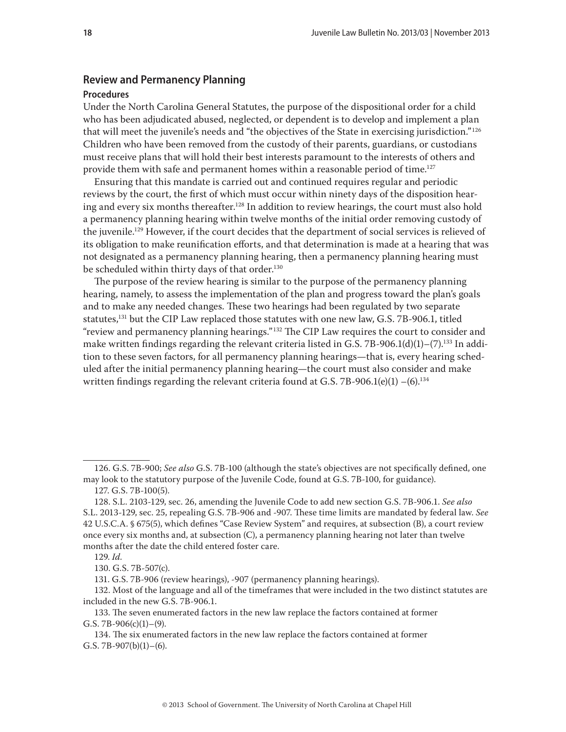## Review and Permanency Planning

### Procedures

Under the North Carolina General Statutes, the purpose of the dispositional order for a child who has been adjudicated abused, neglected, or dependent is to develop and implement a plan that will meet the juvenile's needs and "the objectives of the State in exercising jurisdiction."[126] Children who have been removed from the custody of their parents, guardians, or custodians must receive plans that will hold their best interests paramount to the interests of others and provide them with safe and permanent homes within a reasonable period of time.[127]

Ensuring that this mandate is carried out and continued requires regular and periodic reviews by the court, the first of which must occur within ninety days of the disposition hearing and every six months thereafter.[128] In addition to review hearings, the court must also hold a permanency planning hearing within twelve months of the initial order removing custody of the juvenile.[129] However, if the court decides that the department of social services is relieved of its obligation to make reunification efforts, and that determination is made at a hearing that was not designated as a permanency planning hearing, then a permanency planning hearing must be scheduled within thirty days of that order.[130]

The purpose of the review hearing is similar to the purpose of the permanency planning hearing, namely, to assess the implementation of the plan and progress toward the plan's goals and to make any needed changes. These two hearings had been regulated by two separate statutes,[131] but the CIP Law replaced those statutes with one new law, G.S. 7B-906.1, titled "review and permanency planning hearings."[132] The CIP Law requires the court to consider and make written findings regarding the relevant criteria listed in G.S. 7B-906.1(d)(1)–(7).[133] In addition to these seven factors, for all permanency planning hearings—that is, every hearing scheduled after the initial permanency planning hearing—the court must also consider and make written findings regarding the relevant criteria found at G.S. 7B-906.1(e)(1) –(6).[134]

---

126. G.S. 7B-900; *See also* G.S. 7B-100 (although the state's objectives are not specifically defined, one may look to the statutory purpose of the Juvenile Code, found at G.S. 7B-100, for guidance).

127. G.S. 7B-100(5).

128. S.L. 2103-129, sec. 26, amending the Juvenile Code to add new section G.S. 7B-906.1. *See also* S.L. 2013-129, sec. 25, repealing G.S. 7B-906 and -907. These time limits are mandated by federal law. *See* 42 U.S.C.A. § 675(5), which defines "Case Review System" and requires, at subsection (B), a court review once every six months and, at subsection (C), a permanency planning hearing not later than twelve months after the date the child entered foster care.

129. *Id.*

130. G.S. 7B-507(c).

131. G.S. 7B-906 (review hearings), -907 (permanency planning hearings).

132. Most of the language and all of the timeframes that were included in the two distinct statutes are included in the new G.S. 7B-906.1.

133. The seven enumerated factors in the new law replace the factors contained at former G.S. 7B-906(c)(1)–(9).

134. The six enumerated factors in the new law replace the factors contained at former G.S. 7B-907(b)(1)–(6).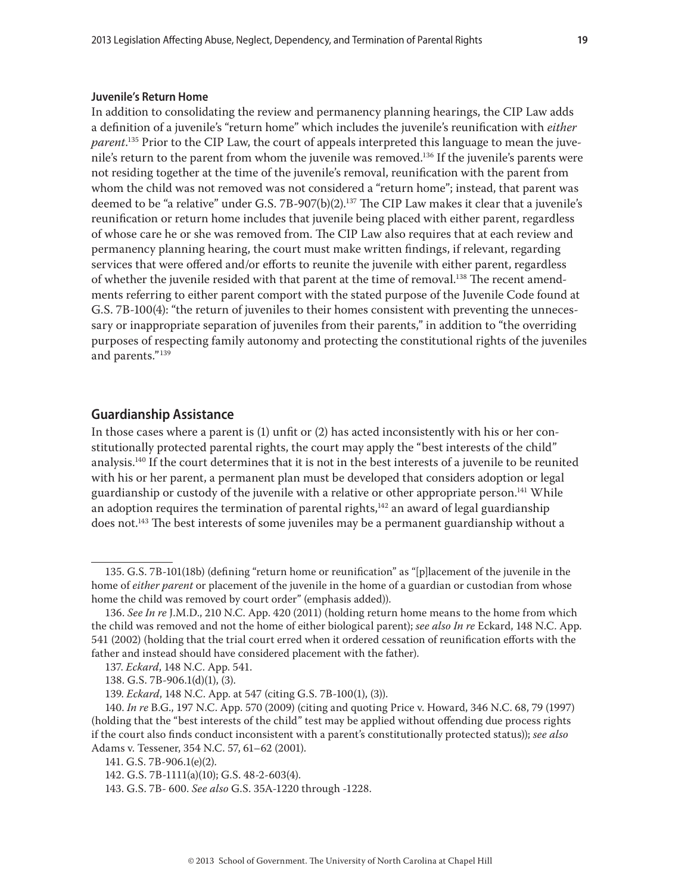### Juvenile's Return Home

In addition to consolidating the review and permanency planning hearings, the CIP Law adds a definition of a juvenile's "return home" which includes the juvenile's reunification with *either parent*.[135] Prior to the CIP Law, the court of appeals interpreted this language to mean the juvenile's return to the parent from whom the juvenile was removed.[136] If the juvenile's parents were not residing together at the time of the juvenile's removal, reunification with the parent from whom the child was not removed was not considered a "return home"; instead, that parent was deemed to be "a relative" under G.S. 7B-907(b)(2).[137] The CIP Law makes it clear that a juvenile's reunification or return home includes that juvenile being placed with either parent, regardless of whose care he or she was removed from. The CIP Law also requires that at each review and permanency planning hearing, the court must make written findings, if relevant, regarding services that were offered and/or efforts to reunite the juvenile with either parent, regardless of whether the juvenile resided with that parent at the time of removal.[138] The recent amendments referring to either parent comport with the stated purpose of the Juvenile Code found at G.S. 7B-100(4): "the return of juveniles to their homes consistent with preventing the unnecessary or inappropriate separation of juveniles from their parents," in addition to "the overriding purposes of respecting family autonomy and protecting the constitutional rights of the juveniles and parents."[139]

## Guardianship Assistance

In those cases where a parent is (1) unfit or (2) has acted inconsistently with his or her constitutionally protected parental rights, the court may apply the "best interests of the child" analysis.[140] If the court determines that it is not in the best interests of a juvenile to be reunited with his or her parent, a permanent plan must be developed that considers adoption or legal guardianship or custody of the juvenile with a relative or other appropriate person.[141] While an adoption requires the termination of parental rights,[142] an award of legal guardianship does not.[143] The best interests of some juveniles may be a permanent guardianship without a

---

135. G.S. 7B-101(18b) (defining "return home or reunification" as "[p]lacement of the juvenile in the home of *either parent* or placement of the juvenile in the home of a guardian or custodian from whose home the child was removed by court order" (emphasis added)).

136. *See In re* J.M.D., 210 N.C. App. 420 (2011) (holding return home means to the home from which the child was removed and not the home of either biological parent); *see also In re* Eckard, 148 N.C. App. 541 (2002) (holding that the trial court erred when it ordered cessation of reunification efforts with the father and instead should have considered placement with the father).

137. *Eckard*, 148 N.C. App. 541.

138. G.S. 7B-906.1(d)(1), (3).

139. *Eckard*, 148 N.C. App. at 547 (citing G.S. 7B-100(1), (3)).

140. *In re* B.G., 197 N.C. App. 570 (2009) (citing and quoting Price v. Howard, 346 N.C. 68, 79 (1997) (holding that the "best interests of the child" test may be applied without offending due process rights if the court also finds conduct inconsistent with a parent's constitutionally protected status)); *see also* Adams v. Tessener, 354 N.C. 57, 61–62 (2001).

141. G.S. 7B-906.1(e)(2).

142. G.S. 7B-1111(a)(10); G.S. 48-2-603(4).

143. G.S. 7B- 600. *See also* G.S. 35A-1220 through -1228.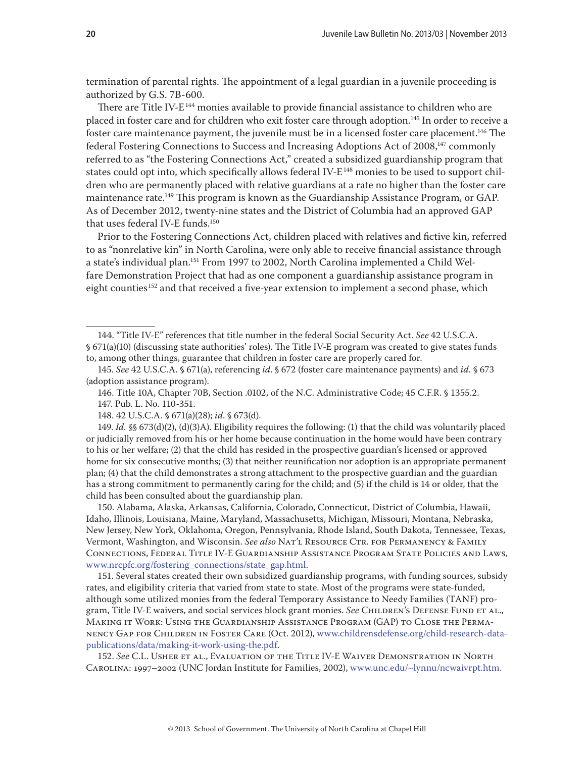termination of parental rights. The appointment of a legal guardian in a juvenile proceeding is authorized by G.S. 7B-600.

There are Title IV-E[144] monies available to provide financial assistance to children who are placed in foster care and for children who exit foster care through adoption.[145] In order to receive a foster care maintenance payment, the juvenile must be in a licensed foster care placement.[146] The federal Fostering Connections to Success and Increasing Adoptions Act of 2008,[147] commonly referred to as "the Fostering Connections Act," created a subsidized guardianship program that states could opt into, which specifically allows federal IV-E[148] monies to be used to support children who are permanently placed with relative guardians at a rate no higher than the foster care maintenance rate.[149] This program is known as the Guardianship Assistance Program, or GAP. As of December 2012, twenty-nine states and the District of Columbia had an approved GAP that uses federal IV-E funds.[150]

Prior to the Fostering Connections Act, children placed with relatives and fictive kin, referred to as "nonrelative kin" in North Carolina, were only able to receive financial assistance through a state's individual plan.[151] From 1997 to 2002, North Carolina implemented a Child Welfare Demonstration Project that had as one component a guardianship assistance program in eight counties[152] and that received a five-year extension to implement a second phase, which

---

144. "Title IV-E" references that title number in the federal Social Security Act. *See* 42 U.S.C.A. § 671(a)(10) (discussing state authorities' roles). The Title IV-E program was created to give states funds to, among other things, guarantee that children in foster care are properly cared for.

145. *See* 42 U.S.C.A. § 671(a), referencing *id*. § 672 (foster care maintenance payments) and *id.* § 673 (adoption assistance program).

146. Title 10A, Chapter 70B, Section .0102, of the N.C. Administrative Code; 45 C.F.R. § 1355.2.

147. Pub. L. No. 110-351.

148. 42 U.S.C.A. § 671(a)(28); *id*. § 673(d).

149. *Id.* §§ 673(d)(2), (d)(3)A). Eligibility requires the following: (1) that the child was voluntarily placed or judicially removed from his or her home because continuation in the home would have been contrary to his or her welfare; (2) that the child has resided in the prospective guardian's licensed or approved home for six consecutive months; (3) that neither reunification nor adoption is an appropriate permanent plan; (4) that the child demonstrates a strong attachment to the prospective guardian and the guardian has a strong commitment to permanently caring for the child; and (5) if the child is 14 or older, that the child has been consulted about the guardianship plan.

150. Alabama, Alaska, Arkansas, California, Colorado, Connecticut, District of Columbia, Hawaii, Idaho, Illinois, Louisiana, Maine, Maryland, Massachusetts, Michigan, Missouri, Montana, Nebraska, New Jersey, New York, Oklahoma, Oregon, Pennsylvania, Rhode Island, South Dakota, Tennessee, Texas, Vermont, Washington, and Wisconsin. *See also* Nat'l Resource Ctr. for Permanency & Family Connections, Federal Title IV-E Guardianship Assistance Program State Policies and Laws, www.nrcpfc.org/fostering_connections/state_gap.html.

151. Several states created their own subsidized guardianship programs, with funding sources, subsidy rates, and eligibility criteria that varied from state to state. Most of the programs were state-funded, although some utilized monies from the federal Temporary Assistance to Needy Families (TANF) program, Title IV-E waivers, and social services block grant monies. *See* Children's Defense Fund et al., Making it Work: Using the Guardianship Assistance Program (GAP) to Close the Permanency Gap for Children in Foster Care (Oct. 2012), www.childrensdefense.org/child-research-data-publications/data/making-it-work-using-the.pdf.

152. *See* C.L. Usher et al., Evaluation of the Title IV-E Waiver Demonstration in North Carolina: 1997–2002 (UNC Jordan Institute for Families, 2002), www.unc.edu/~lynnu/ncwaivrpt.htm.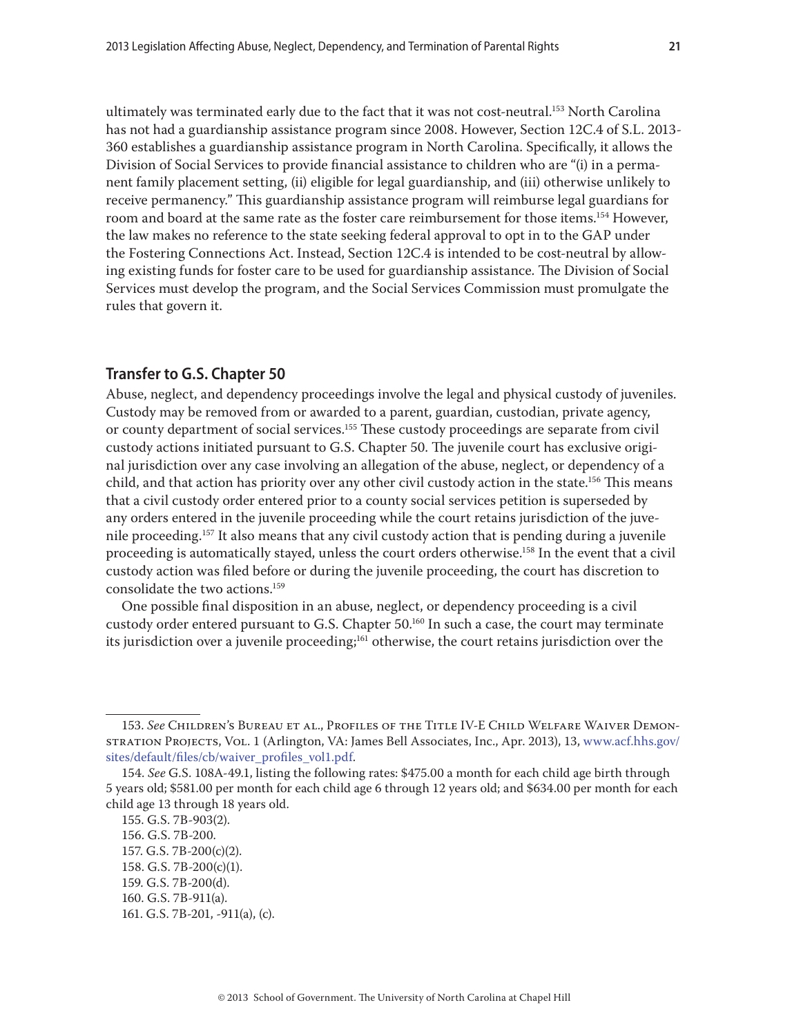ultimately was terminated early due to the fact that it was not cost-neutral.[153] North Carolina has not had a guardianship assistance program since 2008. However, Section 12C.4 of S.L. 2013-360 establishes a guardianship assistance program in North Carolina. Specifically, it allows the Division of Social Services to provide financial assistance to children who are "(i) in a permanent family placement setting, (ii) eligible for legal guardianship, and (iii) otherwise unlikely to receive permanency." This guardianship assistance program will reimburse legal guardians for room and board at the same rate as the foster care reimbursement for those items.[154] However, the law makes no reference to the state seeking federal approval to opt in to the GAP under the Fostering Connections Act. Instead, Section 12C.4 is intended to be cost-neutral by allowing existing funds for foster care to be used for guardianship assistance. The Division of Social Services must develop the program, and the Social Services Commission must promulgate the rules that govern it.

## Transfer to G.S. Chapter 50

Abuse, neglect, and dependency proceedings involve the legal and physical custody of juveniles. Custody may be removed from or awarded to a parent, guardian, custodian, private agency, or county department of social services.[155] These custody proceedings are separate from civil custody actions initiated pursuant to G.S. Chapter 50. The juvenile court has exclusive original jurisdiction over any case involving an allegation of the abuse, neglect, or dependency of a child, and that action has priority over any other civil custody action in the state.[156] This means that a civil custody order entered prior to a county social services petition is superseded by any orders entered in the juvenile proceeding while the court retains jurisdiction of the juvenile proceeding.[157] It also means that any civil custody action that is pending during a juvenile proceeding is automatically stayed, unless the court orders otherwise.[158] In the event that a civil custody action was filed before or during the juvenile proceeding, the court has discretion to consolidate the two actions.[159]

One possible final disposition in an abuse, neglect, or dependency proceeding is a civil custody order entered pursuant to G.S. Chapter 50.[160] In such a case, the court may terminate its jurisdiction over a juvenile proceeding;[161] otherwise, the court retains jurisdiction over the

---

153. *See* Children's Bureau et al., Profiles of the Title IV-E Child Welfare Waiver Demonstration Projects, Vol. 1 (Arlington, VA: James Bell Associates, Inc., Apr. 2013), 13, www.acf.hhs.gov/sites/default/files/cb/waiver_profiles_vol1.pdf.

154. *See* G.S. 108A-49.1, listing the following rates: $475.00 a month for each child age birth through 5 years old; $581.00 per month for each child age 6 through 12 years old; and $634.00 per month for each child age 13 through 18 years old.

155. G.S. 7B-903(2).

156. G.S. 7B-200.

157. G.S. 7B-200(c)(2).

158. G.S. 7B-200(c)(1).

159. G.S. 7B-200(d).

160. G.S. 7B-911(a).

161. G.S. 7B-201, -911(a), (c).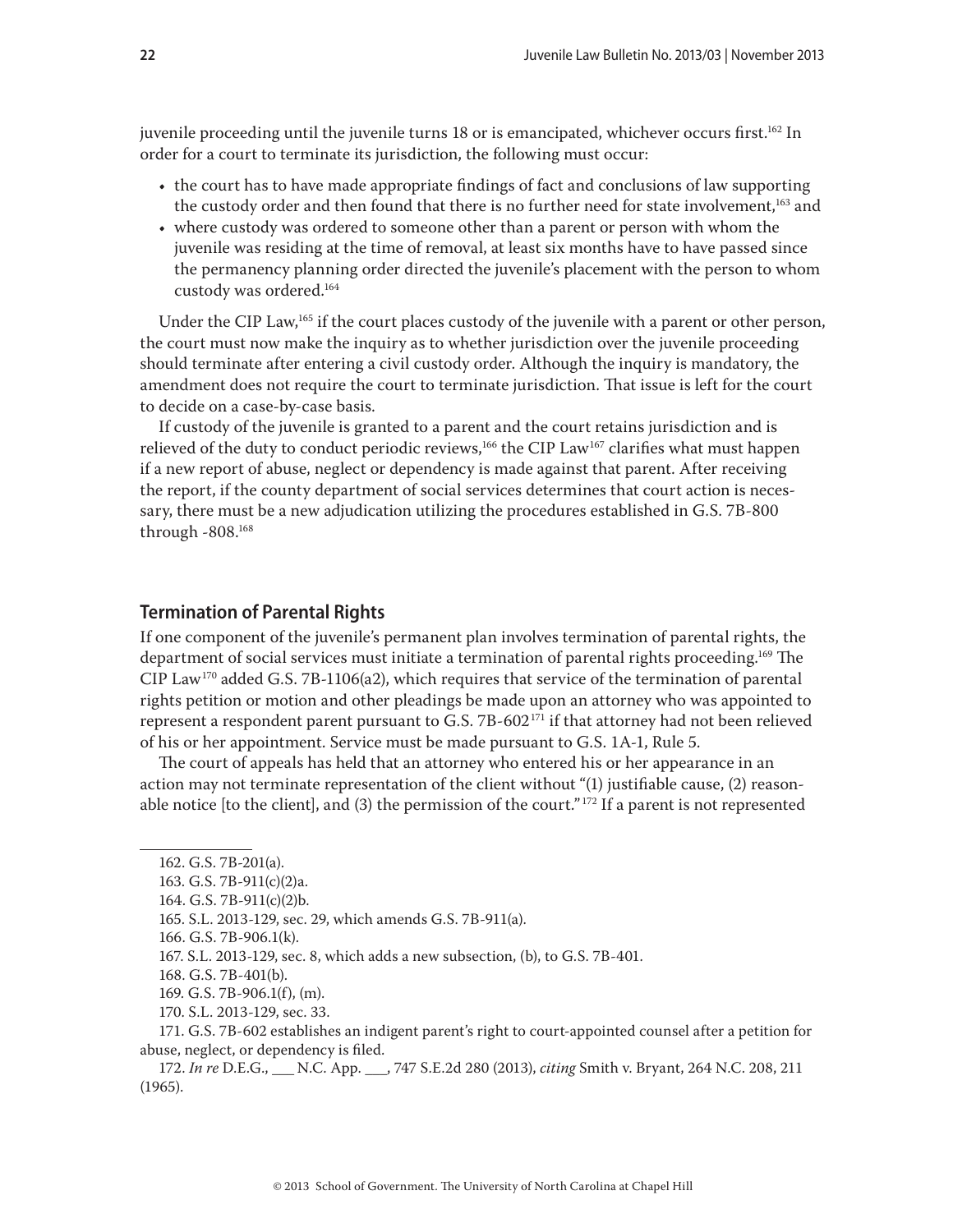juvenile proceeding until the juvenile turns 18 or is emancipated, whichever occurs first.[162] In order for a court to terminate its jurisdiction, the following must occur:

- the court has to have made appropriate findings of fact and conclusions of law supporting the custody order and then found that there is no further need for state involvement,[163] and
- where custody was ordered to someone other than a parent or person with whom the juvenile was residing at the time of removal, at least six months have to have passed since the permanency planning order directed the juvenile's placement with the person to whom custody was ordered.[164]

Under the CIP Law,[165] if the court places custody of the juvenile with a parent or other person, the court must now make the inquiry as to whether jurisdiction over the juvenile proceeding should terminate after entering a civil custody order. Although the inquiry is mandatory, the amendment does not require the court to terminate jurisdiction. That issue is left for the court to decide on a case-by-case basis.

If custody of the juvenile is granted to a parent and the court retains jurisdiction and is relieved of the duty to conduct periodic reviews,[166] the CIP Law[167] clarifies what must happen if a new report of abuse, neglect or dependency is made against that parent. After receiving the report, if the county department of social services determines that court action is necessary, there must be a new adjudication utilizing the procedures established in G.S. 7B-800 through -808.[168]

## Termination of Parental Rights

If one component of the juvenile's permanent plan involves termination of parental rights, the department of social services must initiate a termination of parental rights proceeding.[169] The CIP Law[170] added G.S. 7B-1106(a2), which requires that service of the termination of parental rights petition or motion and other pleadings be made upon an attorney who was appointed to represent a respondent parent pursuant to G.S. 7B-602[171] if that attorney had not been relieved of his or her appointment. Service must be made pursuant to G.S. 1A-1, Rule 5.

The court of appeals has held that an attorney who entered his or her appearance in an action may not terminate representation of the client without "(1) justifiable cause, (2) reasonable notice [to the client], and (3) the permission of the court."[172] If a parent is not represented

---

162. G.S. 7B-201(a).

163. G.S. 7B-911(c)(2)a.

164. G.S. 7B-911(c)(2)b.

165. S.L. 2013-129, sec. 29, which amends G.S. 7B-911(a).

166. G.S. 7B-906.1(k).

167. S.L. 2013-129, sec. 8, which adds a new subsection, (b), to G.S. 7B-401.

168. G.S. 7B-401(b).

169. G.S. 7B-906.1(f), (m).

170. S.L. 2013-129, sec. 33.

171. G.S. 7B-602 establishes an indigent parent's right to court-appointed counsel after a petition for abuse, neglect, or dependency is filed.

172. *In re* D.E.G., ___ N.C. App. ___, 747 S.E.2d 280 (2013), *citing* Smith v. Bryant, 264 N.C. 208, 211 (1965).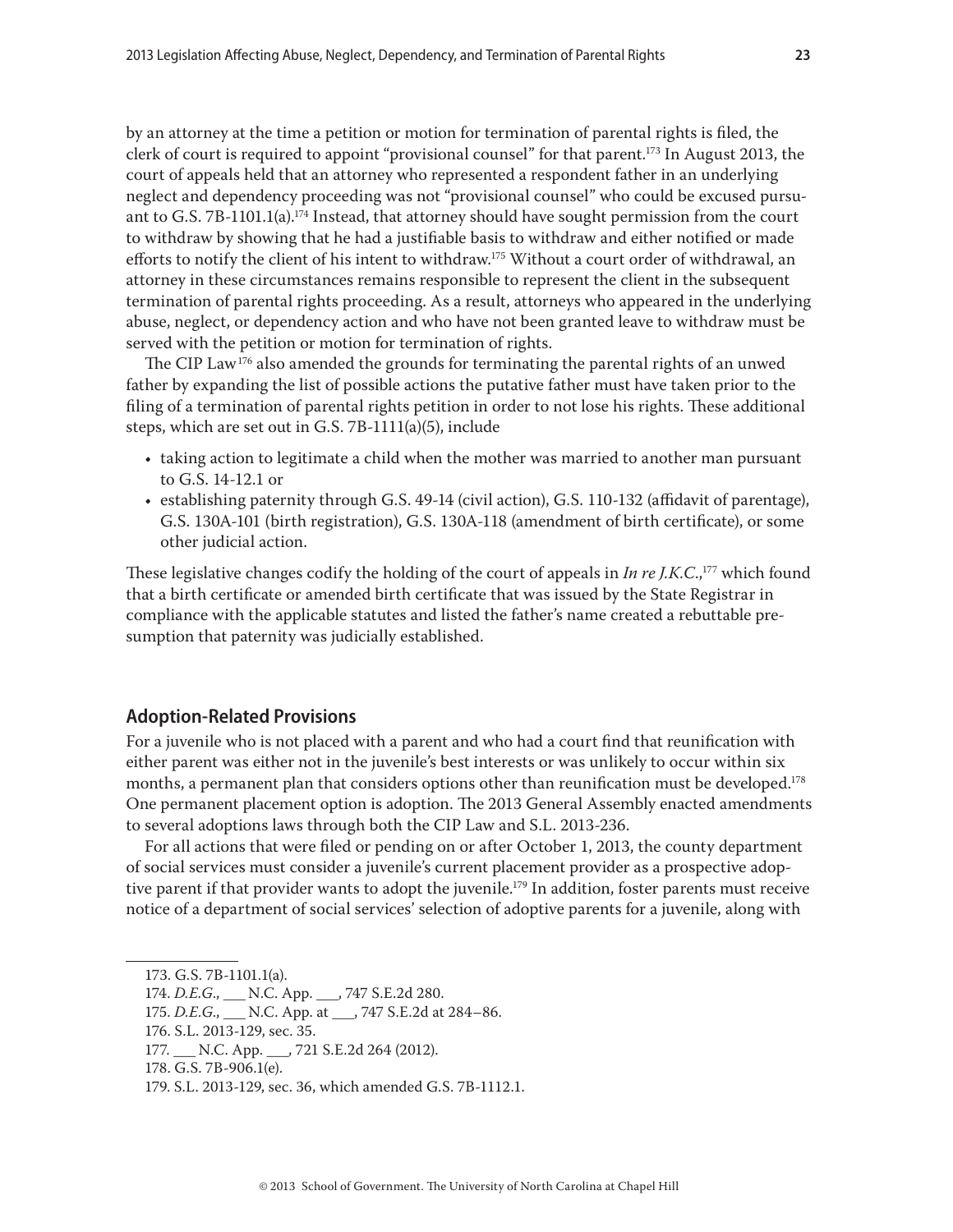by an attorney at the time a petition or motion for termination of parental rights is filed, the clerk of court is required to appoint "provisional counsel" for that parent.[173] In August 2013, the court of appeals held that an attorney who represented a respondent father in an underlying neglect and dependency proceeding was not "provisional counsel" who could be excused pursuant to G.S. 7B-1101.1(a).[174] Instead, that attorney should have sought permission from the court to withdraw by showing that he had a justifiable basis to withdraw and either notified or made efforts to notify the client of his intent to withdraw.[175] Without a court order of withdrawal, an attorney in these circumstances remains responsible to represent the client in the subsequent termination of parental rights proceeding. As a result, attorneys who appeared in the underlying abuse, neglect, or dependency action and who have not been granted leave to withdraw must be served with the petition or motion for termination of rights.

The CIP Law[176] also amended the grounds for terminating the parental rights of an unwed father by expanding the list of possible actions the putative father must have taken prior to the filing of a termination of parental rights petition in order to not lose his rights. These additional steps, which are set out in G.S. 7B-1111(a)(5), include

- taking action to legitimate a child when the mother was married to another man pursuant to G.S. 14-12.1 or
- establishing paternity through G.S. 49-14 (civil action), G.S. 110-132 (affidavit of parentage), G.S. 130A-101 (birth registration), G.S. 130A-118 (amendment of birth certificate), or some other judicial action.

These legislative changes codify the holding of the court of appeals in *In re J.K.C.*,[177] which found that a birth certificate or amended birth certificate that was issued by the State Registrar in compliance with the applicable statutes and listed the father's name created a rebuttable presumption that paternity was judicially established.

## Adoption-Related Provisions

For a juvenile who is not placed with a parent and who had a court find that reunification with either parent was either not in the juvenile's best interests or was unlikely to occur within six months, a permanent plan that considers options other than reunification must be developed.[178] One permanent placement option is adoption. The 2013 General Assembly enacted amendments to several adoptions laws through both the CIP Law and S.L. 2013-236.

For all actions that were filed or pending on or after October 1, 2013, the county department of social services must consider a juvenile's current placement provider as a prospective adoptive parent if that provider wants to adopt the juvenile.[179] In addition, foster parents must receive notice of a department of social services' selection of adoptive parents for a juvenile, along with

---

173. G.S. 7B-1101.1(a).

174. *D.E.G.*, ___ N.C. App. ___, 747 S.E.2d 280.

175. *D.E.G.*, ___ N.C. App. at ___, 747 S.E.2d at 284–86.

176. S.L. 2013-129, sec. 35.

177. ___ N.C. App. ___, 721 S.E.2d 264 (2012).

178. G.S. 7B-906.1(e).

179. S.L. 2013-129, sec. 36, which amended G.S. 7B-1112.1.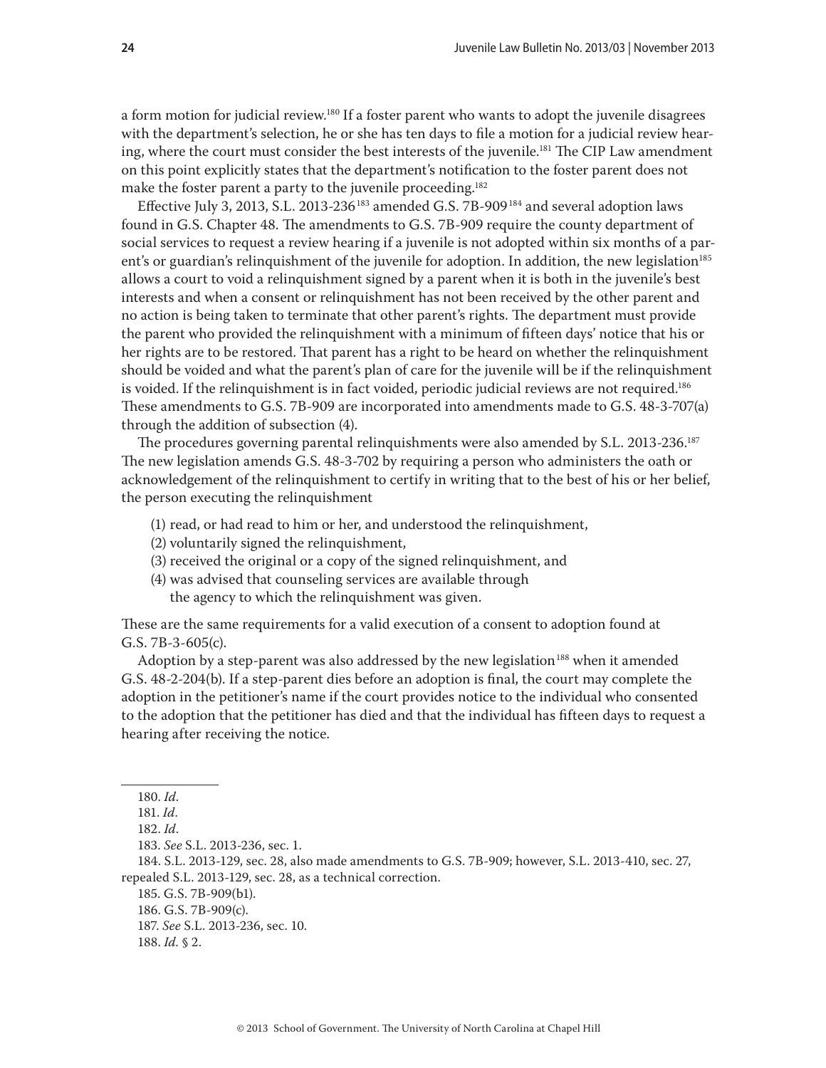a form motion for judicial review.[180] If a foster parent who wants to adopt the juvenile disagrees with the department's selection, he or she has ten days to file a motion for a judicial review hearing, where the court must consider the best interests of the juvenile.[181] The CIP Law amendment on this point explicitly states that the department's notification to the foster parent does not make the foster parent a party to the juvenile proceeding.[182]

Effective July 3, 2013, S.L. 2013-236[183] amended G.S. 7B-909[184] and several adoption laws found in G.S. Chapter 48. The amendments to G.S. 7B-909 require the county department of social services to request a review hearing if a juvenile is not adopted within six months of a parent's or guardian's relinquishment of the juvenile for adoption. In addition, the new legislation[185] allows a court to void a relinquishment signed by a parent when it is both in the juvenile's best interests and when a consent or relinquishment has not been received by the other parent and no action is being taken to terminate that other parent's rights. The department must provide the parent who provided the relinquishment with a minimum of fifteen days' notice that his or her rights are to be restored. That parent has a right to be heard on whether the relinquishment should be voided and what the parent's plan of care for the juvenile will be if the relinquishment is voided. If the relinquishment is in fact voided, periodic judicial reviews are not required.[186] These amendments to G.S. 7B-909 are incorporated into amendments made to G.S. 48-3-707(a) through the addition of subsection (4).

The procedures governing parental relinquishments were also amended by S.L. 2013-236.[187] The new legislation amends G.S. 48-3-702 by requiring a person who administers the oath or acknowledgement of the relinquishment to certify in writing that to the best of his or her belief, the person executing the relinquishment

(1) read, or had read to him or her, and understood the relinquishment,
(2) voluntarily signed the relinquishment,
(3) received the original or a copy of the signed relinquishment, and
(4) was advised that counseling services are available through the agency to which the relinquishment was given.

These are the same requirements for a valid execution of a consent to adoption found at G.S. 7B-3-605(c).

Adoption by a step-parent was also addressed by the new legislation[188] when it amended G.S. 48-2-204(b). If a step-parent dies before an adoption is final, the court may complete the adoption in the petitioner's name if the court provides notice to the individual who consented to the adoption that the petitioner has died and that the individual has fifteen days to request a hearing after receiving the notice.

---

180. *Id.*
181. *Id.*
182. *Id.*
183. *See* S.L. 2013-236, sec. 1.
184. S.L. 2013-129, sec. 28, also made amendments to G.S. 7B-909; however, S.L. 2013-410, sec. 27, repealed S.L. 2013-129, sec. 28, as a technical correction.
185. G.S. 7B-909(b1).
186. G.S. 7B-909(c).
187. *See* S.L. 2013-236, sec. 10.
188. *Id.* § 2.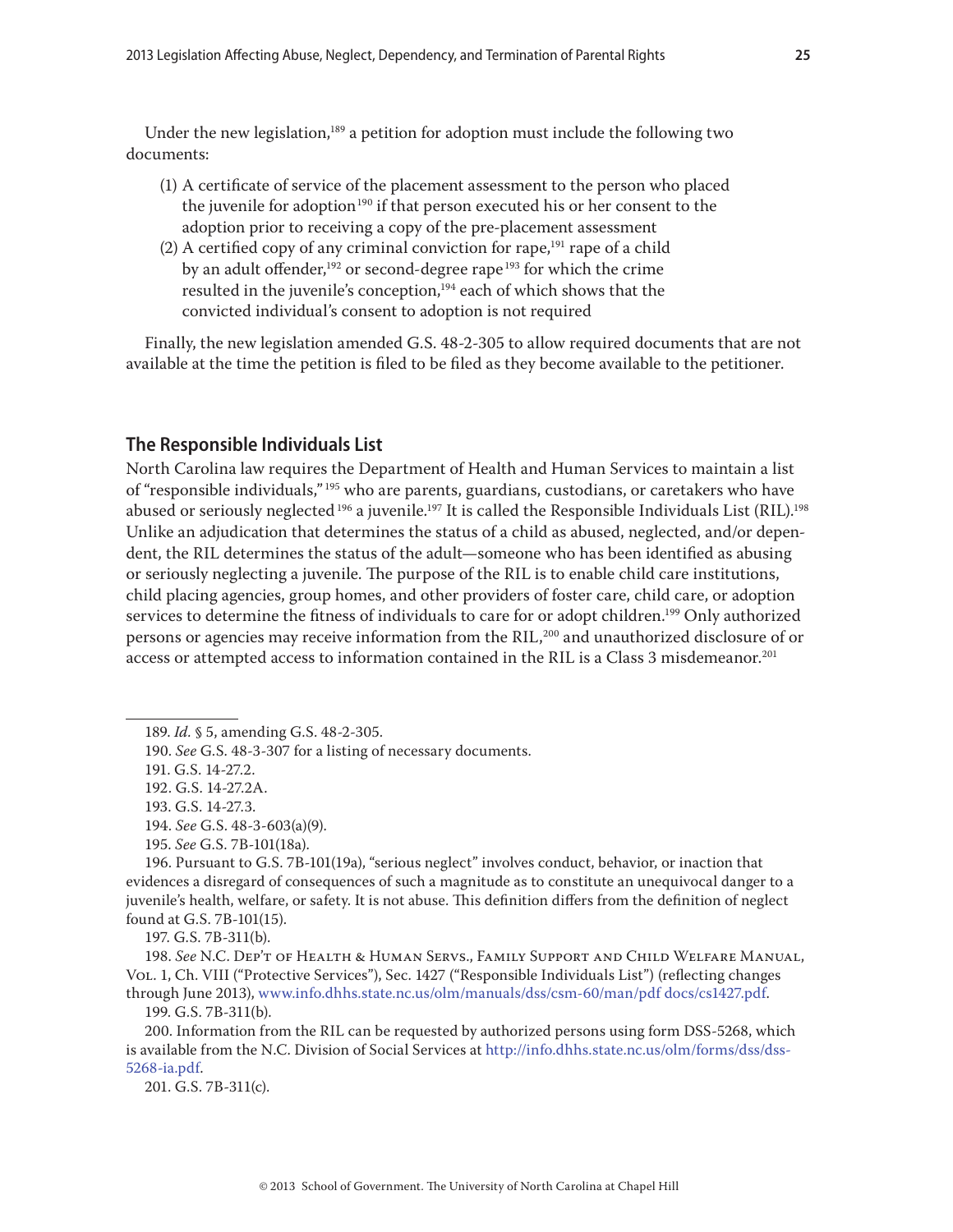Under the new legislation,[189] a petition for adoption must include the following two documents:

(1) A certificate of service of the placement assessment to the person who placed the juvenile for adoption[190] if that person executed his or her consent to the adoption prior to receiving a copy of the pre-placement assessment
(2) A certified copy of any criminal conviction for rape,[191] rape of a child by an adult offender,[192] or second-degree rape[193] for which the crime resulted in the juvenile's conception,[194] each of which shows that the convicted individual's consent to adoption is not required

Finally, the new legislation amended G.S. 48-2-305 to allow required documents that are not available at the time the petition is filed to be filed as they become available to the petitioner.

## The Responsible Individuals List

North Carolina law requires the Department of Health and Human Services to maintain a list of "responsible individuals,"[195] who are parents, guardians, custodians, or caretakers who have abused or seriously neglected[196] a juvenile.[197] It is called the Responsible Individuals List (RIL).[198] Unlike an adjudication that determines the status of a child as abused, neglected, and/or dependent, the RIL determines the status of the adult—someone who has been identified as abusing or seriously neglecting a juvenile. The purpose of the RIL is to enable child care institutions, child placing agencies, group homes, and other providers of foster care, child care, or adoption services to determine the fitness of individuals to care for or adopt children.[199] Only authorized persons or agencies may receive information from the RIL,[200] and unauthorized disclosure of or access or attempted access to information contained in the RIL is a Class 3 misdemeanor.[201]

---

189. *Id.* § 5, amending G.S. 48-2-305.

190. *See* G.S. 48-3-307 for a listing of necessary documents.

191. G.S. 14-27.2.

192. G.S. 14-27.2A.

193. G.S. 14-27.3.

194. *See* G.S. 48-3-603(a)(9).

195. *See* G.S. 7B-101(18a).

196. Pursuant to G.S. 7B-101(19a), "serious neglect" involves conduct, behavior, or inaction that evidences a disregard of consequences of such a magnitude as to constitute an unequivocal danger to a juvenile's health, welfare, or safety. It is not abuse. This definition differs from the definition of neglect found at G.S. 7B-101(15).

197. G.S. 7B-311(b).

198. *See* N.C. Dep't of Health & Human Servs., Family Support and Child Welfare Manual, Vol. 1, Ch. VIII ("Protective Services"), Sec. 1427 ("Responsible Individuals List") (reflecting changes through June 2013), www.info.dhhs.state.nc.us/olm/manuals/dss/csm-60/man/pdf docs/cs1427.pdf.

199. G.S. 7B-311(b).

200. Information from the RIL can be requested by authorized persons using form DSS-5268, which is available from the N.C. Division of Social Services at http://info.dhhs.state.nc.us/olm/forms/dss/dss-5268-ia.pdf.

201. G.S. 7B-311(c).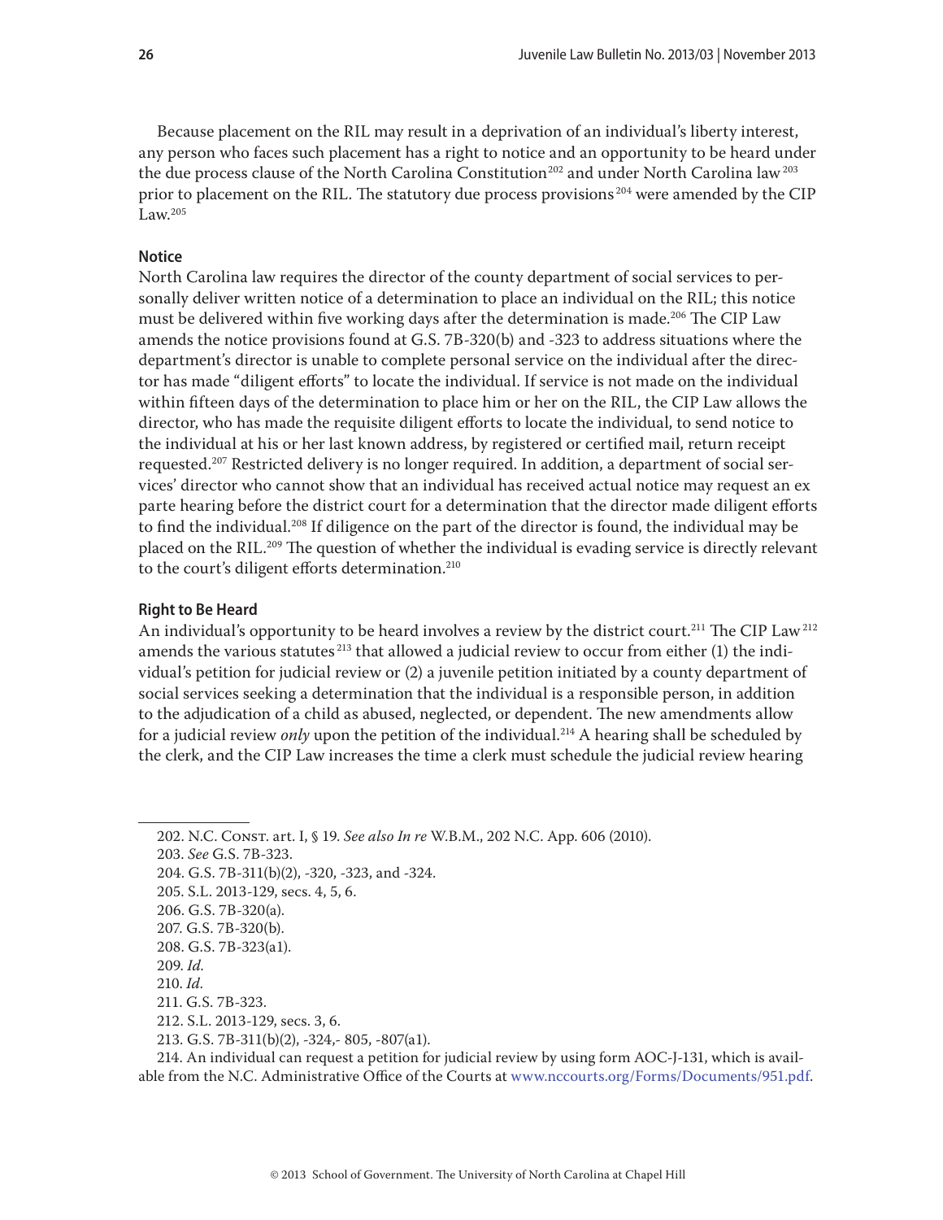Because placement on the RIL may result in a deprivation of an individual's liberty interest, any person who faces such placement has a right to notice and an opportunity to be heard under the due process clause of the North Carolina Constitution[202] and under North Carolina law[203] prior to placement on the RIL. The statutory due process provisions[204] were amended by the CIP Law.[205]

### Notice

North Carolina law requires the director of the county department of social services to personally deliver written notice of a determination to place an individual on the RIL; this notice must be delivered within five working days after the determination is made.[206] The CIP Law amends the notice provisions found at G.S. 7B-320(b) and -323 to address situations where the department's director is unable to complete personal service on the individual after the director has made "diligent efforts" to locate the individual. If service is not made on the individual within fifteen days of the determination to place him or her on the RIL, the CIP Law allows the director, who has made the requisite diligent efforts to locate the individual, to send notice to the individual at his or her last known address, by registered or certified mail, return receipt requested.[207] Restricted delivery is no longer required. In addition, a department of social services' director who cannot show that an individual has received actual notice may request an ex parte hearing before the district court for a determination that the director made diligent efforts to find the individual.[208] If diligence on the part of the director is found, the individual may be placed on the RIL.[209] The question of whether the individual is evading service is directly relevant to the court's diligent efforts determination.[210]

### Right to Be Heard

An individual's opportunity to be heard involves a review by the district court.[211] The CIP Law[212] amends the various statutes[213] that allowed a judicial review to occur from either (1) the individual's petition for judicial review or (2) a juvenile petition initiated by a county department of social services seeking a determination that the individual is a responsible person, in addition to the adjudication of a child as abused, neglected, or dependent. The new amendments allow for a judicial review *only* upon the petition of the individual.[214] A hearing shall be scheduled by the clerk, and the CIP Law increases the time a clerk must schedule the judicial review hearing

---

202. N.C. Const. art. I, § 19. *See also In re* W.B.M., 202 N.C. App. 606 (2010).

203. *See* G.S. 7B-323.

204. G.S. 7B-311(b)(2), -320, -323, and -324.

205. S.L. 2013-129, secs. 4, 5, 6.

206. G.S. 7B-320(a).

207. G.S. 7B-320(b).

208. G.S. 7B-323(a1).

209. *Id.*

210. *Id.*

211. G.S. 7B-323.

212. S.L. 2013-129, secs. 3, 6.

213. G.S. 7B-311(b)(2), -324,- 805, -807(a1).

214. An individual can request a petition for judicial review by using form AOC-J-131, which is available from the N.C. Administrative Office of the Courts at www.nccourts.org/Forms/Documents/951.pdf.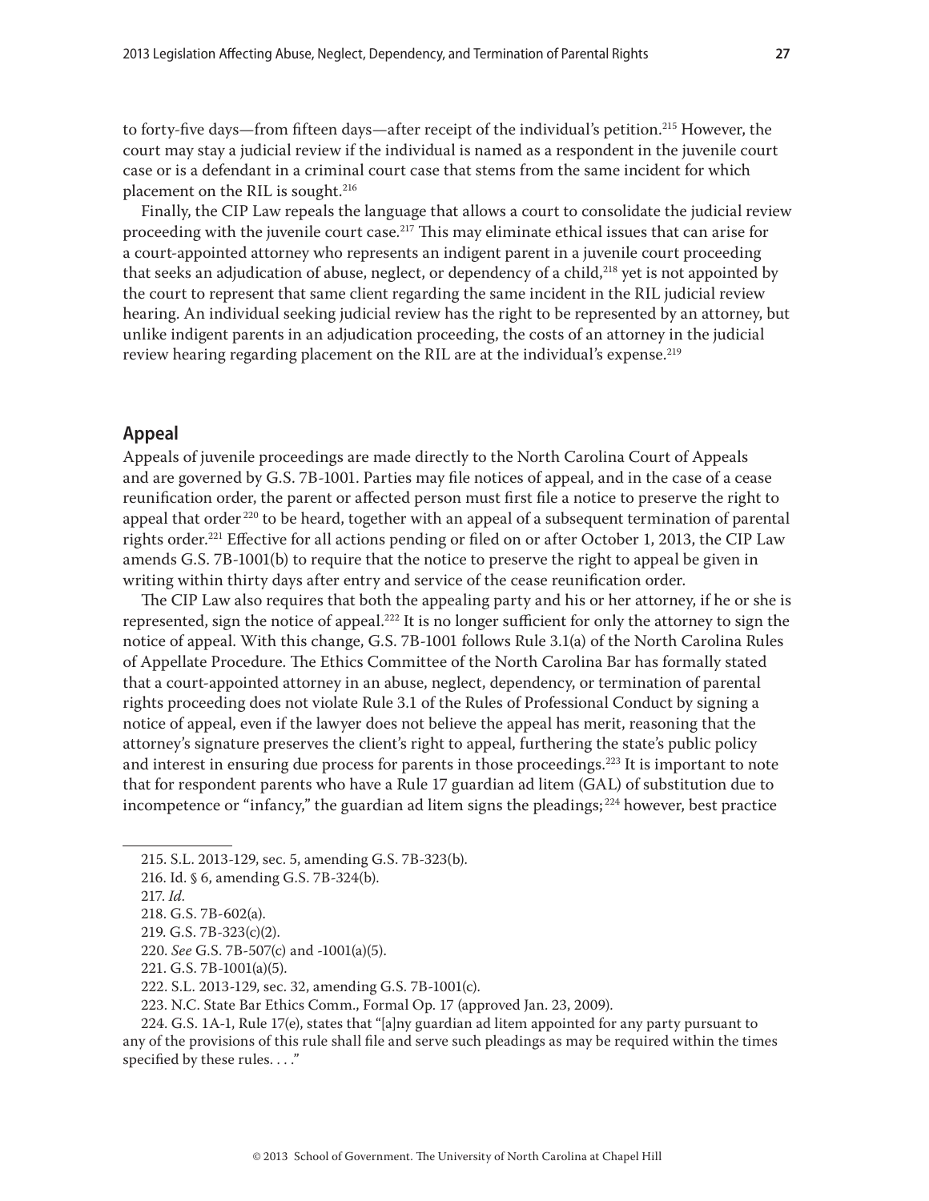to forty-five days—from fifteen days—after receipt of the individual's petition.[215] However, the court may stay a judicial review if the individual is named as a respondent in the juvenile court case or is a defendant in a criminal court case that stems from the same incident for which placement on the RIL is sought.[216]

Finally, the CIP Law repeals the language that allows a court to consolidate the judicial review proceeding with the juvenile court case.[217] This may eliminate ethical issues that can arise for a court-appointed attorney who represents an indigent parent in a juvenile court proceeding that seeks an adjudication of abuse, neglect, or dependency of a child,[218] yet is not appointed by the court to represent that same client regarding the same incident in the RIL judicial review hearing. An individual seeking judicial review has the right to be represented by an attorney, but unlike indigent parents in an adjudication proceeding, the costs of an attorney in the judicial review hearing regarding placement on the RIL are at the individual's expense.[219]

## Appeal

Appeals of juvenile proceedings are made directly to the North Carolina Court of Appeals and are governed by G.S. 7B-1001. Parties may file notices of appeal, and in the case of a cease reunification order, the parent or affected person must first file a notice to preserve the right to appeal that order[220] to be heard, together with an appeal of a subsequent termination of parental rights order.[221] Effective for all actions pending or filed on or after October 1, 2013, the CIP Law amends G.S. 7B-1001(b) to require that the notice to preserve the right to appeal be given in writing within thirty days after entry and service of the cease reunification order.

The CIP Law also requires that both the appealing party and his or her attorney, if he or she is represented, sign the notice of appeal.[222] It is no longer sufficient for only the attorney to sign the notice of appeal. With this change, G.S. 7B-1001 follows Rule 3.1(a) of the North Carolina Rules of Appellate Procedure. The Ethics Committee of the North Carolina Bar has formally stated that a court-appointed attorney in an abuse, neglect, dependency, or termination of parental rights proceeding does not violate Rule 3.1 of the Rules of Professional Conduct by signing a notice of appeal, even if the lawyer does not believe the appeal has merit, reasoning that the attorney's signature preserves the client's right to appeal, furthering the state's public policy and interest in ensuring due process for parents in those proceedings.[223] It is important to note that for respondent parents who have a Rule 17 guardian ad litem (GAL) of substitution due to incompetence or "infancy," the guardian ad litem signs the pleadings;[224] however, best practice

---

215. S.L. 2013-129, sec. 5, amending G.S. 7B-323(b).

216. Id. § 6, amending G.S. 7B-324(b).

217. *Id.*

218. G.S. 7B-602(a).

219. G.S. 7B-323(c)(2).

220. *See* G.S. 7B-507(c) and -1001(a)(5).

221. G.S. 7B-1001(a)(5).

222. S.L. 2013-129, sec. 32, amending G.S. 7B-1001(c).

223. N.C. State Bar Ethics Comm., Formal Op. 17 (approved Jan. 23, 2009).

224. G.S. 1A-1, Rule 17(e), states that "[a]ny guardian ad litem appointed for any party pursuant to any of the provisions of this rule shall file and serve such pleadings as may be required within the times specified by these rules. . . ."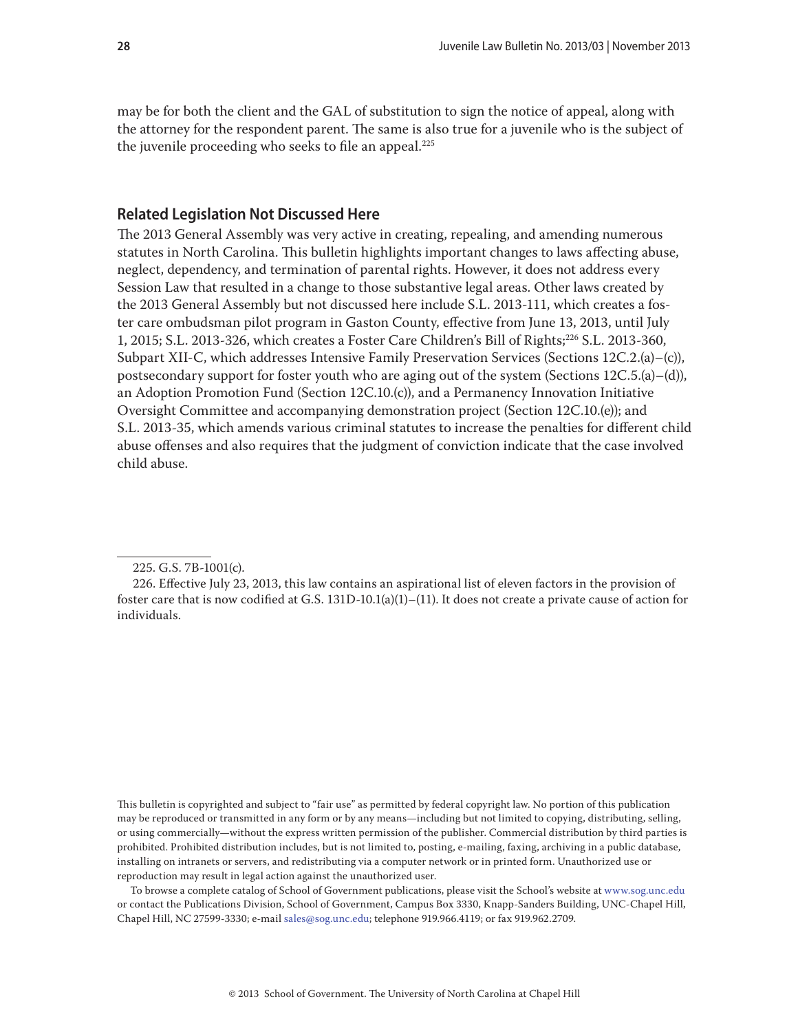may be for both the client and the GAL of substitution to sign the notice of appeal, along with the attorney for the respondent parent. The same is also true for a juvenile who is the subject of the juvenile proceeding who seeks to file an appeal.[225]

## Related Legislation Not Discussed Here

The 2013 General Assembly was very active in creating, repealing, and amending numerous statutes in North Carolina. This bulletin highlights important changes to laws affecting abuse, neglect, dependency, and termination of parental rights. However, it does not address every Session Law that resulted in a change to those substantive legal areas. Other laws created by the 2013 General Assembly but not discussed here include S.L. 2013-111, which creates a foster care ombudsman pilot program in Gaston County, effective from June 13, 2013, until July 1, 2015; S.L. 2013-326, which creates a Foster Care Children's Bill of Rights;[226] S.L. 2013-360, Subpart XII-C, which addresses Intensive Family Preservation Services (Sections 12C.2.(a)–(c)), postsecondary support for foster youth who are aging out of the system (Sections 12C.5.(a)–(d)), an Adoption Promotion Fund (Section 12C.10.(c)), and a Permanency Innovation Initiative Oversight Committee and accompanying demonstration project (Section 12C.10.(e)); and S.L. 2013-35, which amends various criminal statutes to increase the penalties for different child abuse offenses and also requires that the judgment of conviction indicate that the case involved child abuse.

---

225. G.S. 7B-1001(c).

226. Effective July 23, 2013, this law contains an aspirational list of eleven factors in the provision of foster care that is now codified at G.S. 131D-10.1(a)(1)–(11). It does not create a private cause of action for individuals.

This bulletin is copyrighted and subject to "fair use" as permitted by federal copyright law. No portion of this publication may be reproduced or transmitted in any form or by any means—including but not limited to copying, distributing, selling, or using commercially—without the express written permission of the publisher. Commercial distribution by third parties is prohibited. Prohibited distribution includes, but is not limited to, posting, e-mailing, faxing, archiving in a public database, installing on intranets or servers, and redistributing via a computer network or in printed form. Unauthorized use or reproduction may result in legal action against the unauthorized user.

To browse a complete catalog of School of Government publications, please visit the School's website at www.sog.unc.edu or contact the Publications Division, School of Government, Campus Box 3330, Knapp-Sanders Building, UNC-Chapel Hill, Chapel Hill, NC 27599-3330; e-mail sales@sog.unc.edu; telephone 919.966.4119; or fax 919.962.2709.

© 2013 School of Government. The University of North Carolina at Chapel Hill